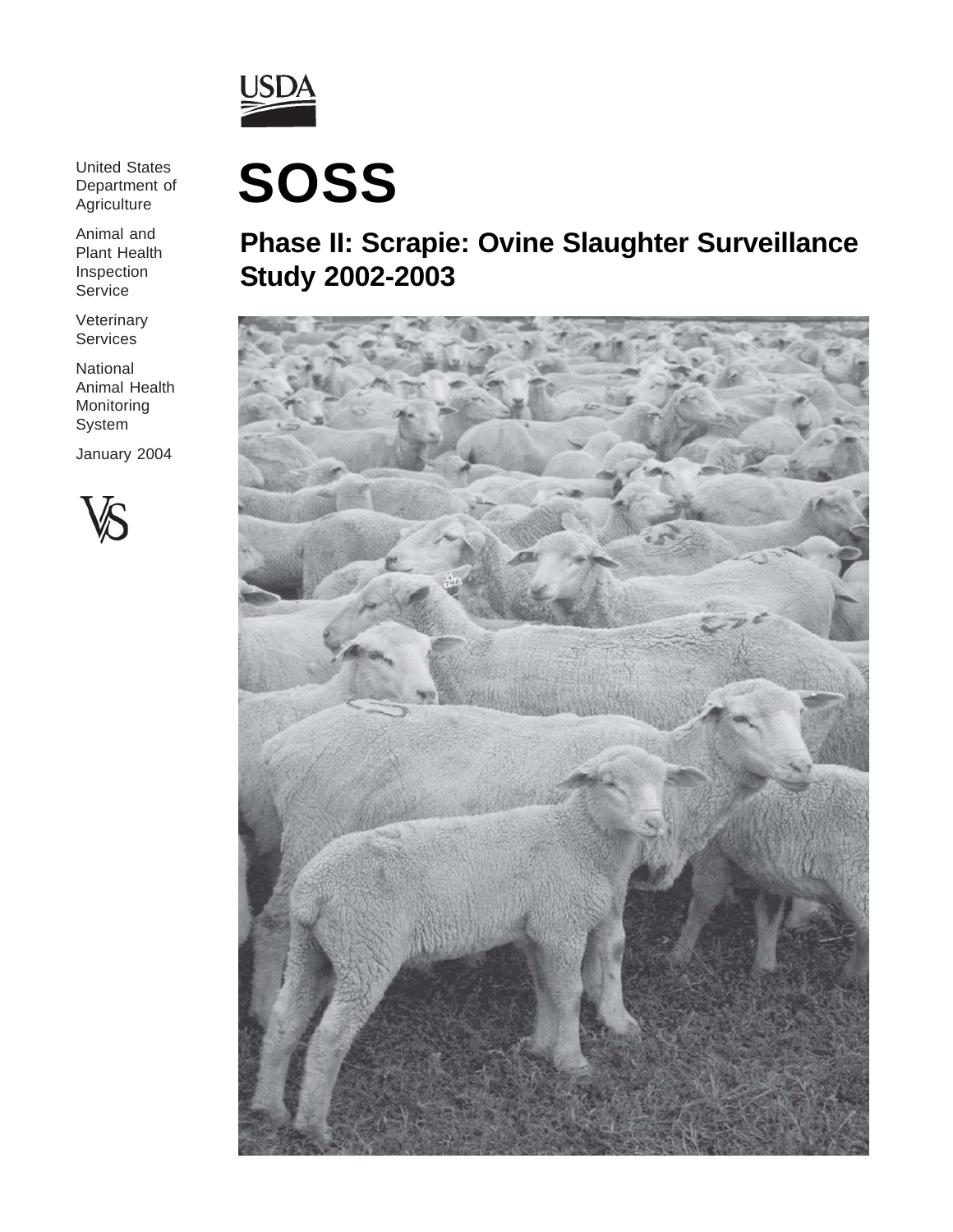USDA

United States Department of Agriculture

Animal and Plant Health Inspection Service

Veterinary Services

National Animal Health Monitoring System

January 2004

# SOSS

## Phase II: Scrapie: Ovine Slaughter Surveillance Study 2002-2003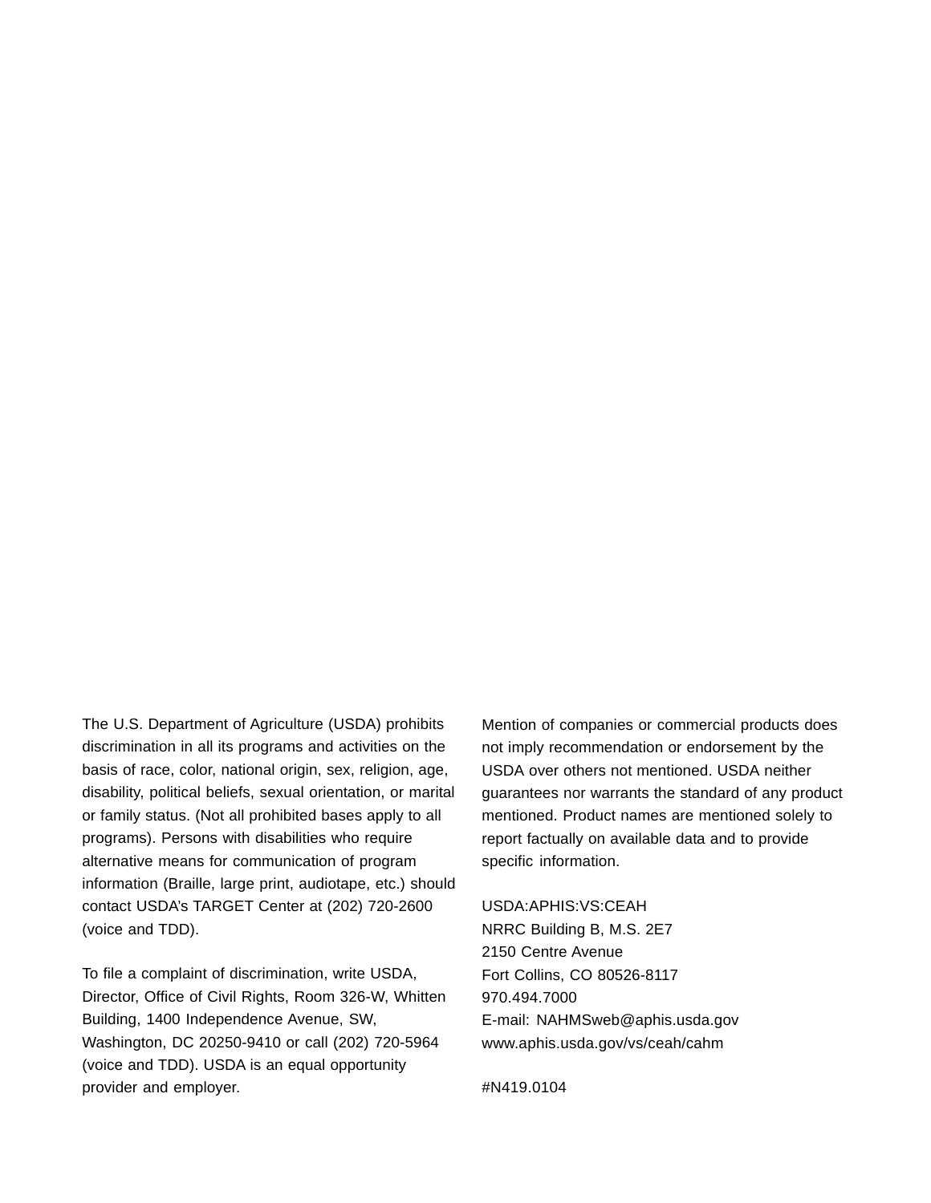The U.S. Department of Agriculture (USDA) prohibits discrimination in all its programs and activities on the basis of race, color, national origin, sex, religion, age, disability, political beliefs, sexual orientation, or marital or family status. (Not all prohibited bases apply to all programs). Persons with disabilities who require alternative means for communication of program information (Braille, large print, audiotape, etc.) should contact USDA's TARGET Center at (202) 720-2600 (voice and TDD).

To file a complaint of discrimination, write USDA, Director, Office of Civil Rights, Room 326-W, Whitten Building, 1400 Independence Avenue, SW, Washington, DC 20250-9410 or call (202) 720-5964 (voice and TDD). USDA is an equal opportunity provider and employer.

Mention of companies or commercial products does not imply recommendation or endorsement by the USDA over others not mentioned. USDA neither guarantees nor warrants the standard of any product mentioned. Product names are mentioned solely to report factually on available data and to provide specific information.

USDA:APHIS:VS:CEAH  
NRRC Building B, M.S. 2E7  
2150 Centre Avenue  
Fort Collins, CO 80526-8117  
970.494.7000  
E-mail: NAHMSweb@aphis.usda.gov  
www.aphis.usda.gov/vs/ceah/cahm

#N419.0104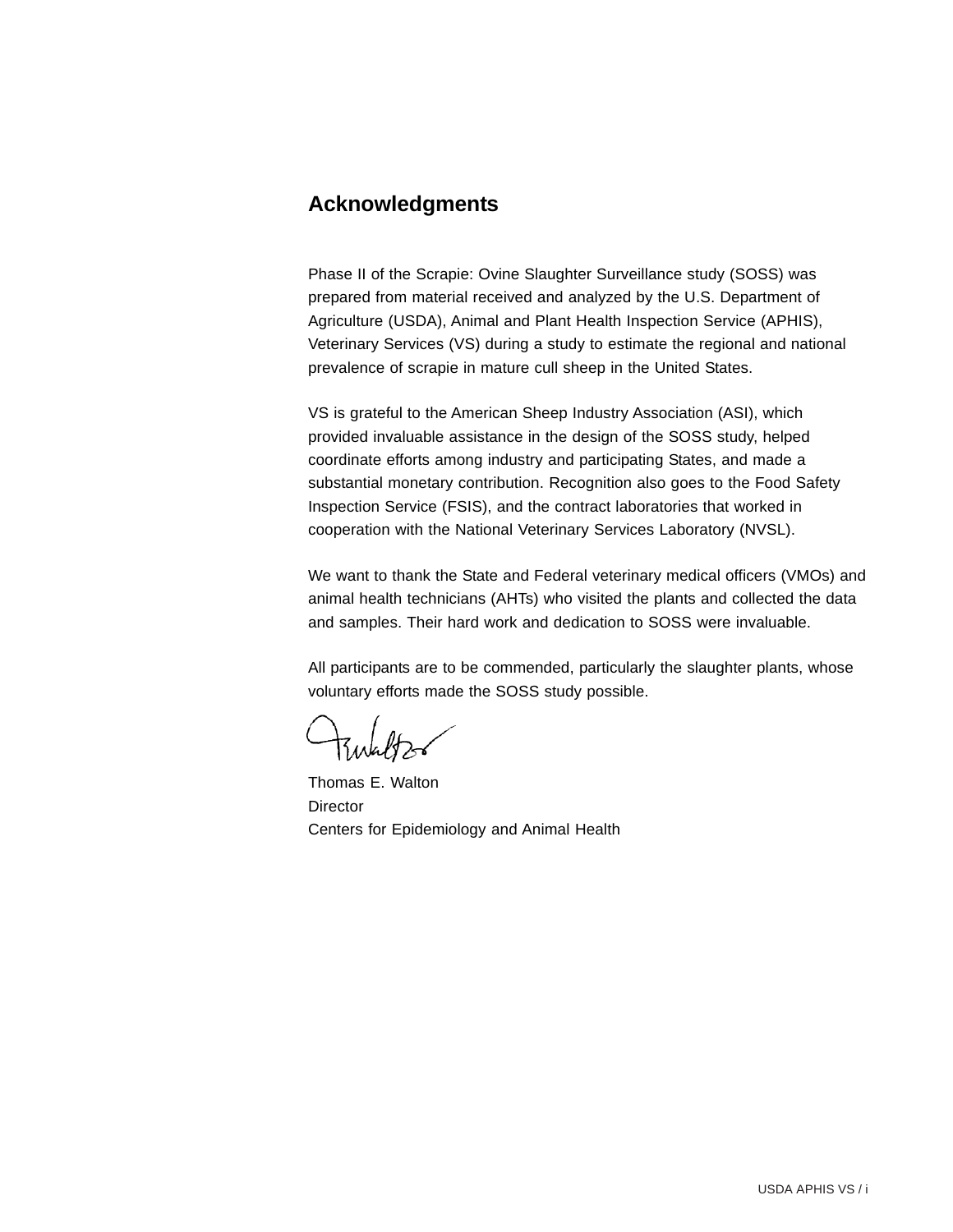## Acknowledgments

Phase II of the Scrapie: Ovine Slaughter Surveillance study (SOSS) was prepared from material received and analyzed by the U.S. Department of Agriculture (USDA), Animal and Plant Health Inspection Service (APHIS), Veterinary Services (VS) during a study to estimate the regional and national prevalence of scrapie in mature cull sheep in the United States.

VS is grateful to the American Sheep Industry Association (ASI), which provided invaluable assistance in the design of the SOSS study, helped coordinate efforts among industry and participating States, and made a substantial monetary contribution. Recognition also goes to the Food Safety Inspection Service (FSIS), and the contract laboratories that worked in cooperation with the National Veterinary Services Laboratory (NVSL).

We want to thank the State and Federal veterinary medical officers (VMOs) and animal health technicians (AHTs) who visited the plants and collected the data and samples. Their hard work and dedication to SOSS were invaluable.

All participants are to be commended, particularly the slaughter plants, whose voluntary efforts made the SOSS study possible.

Thomas E. Walton
Director
Centers for Epidemiology and Animal Health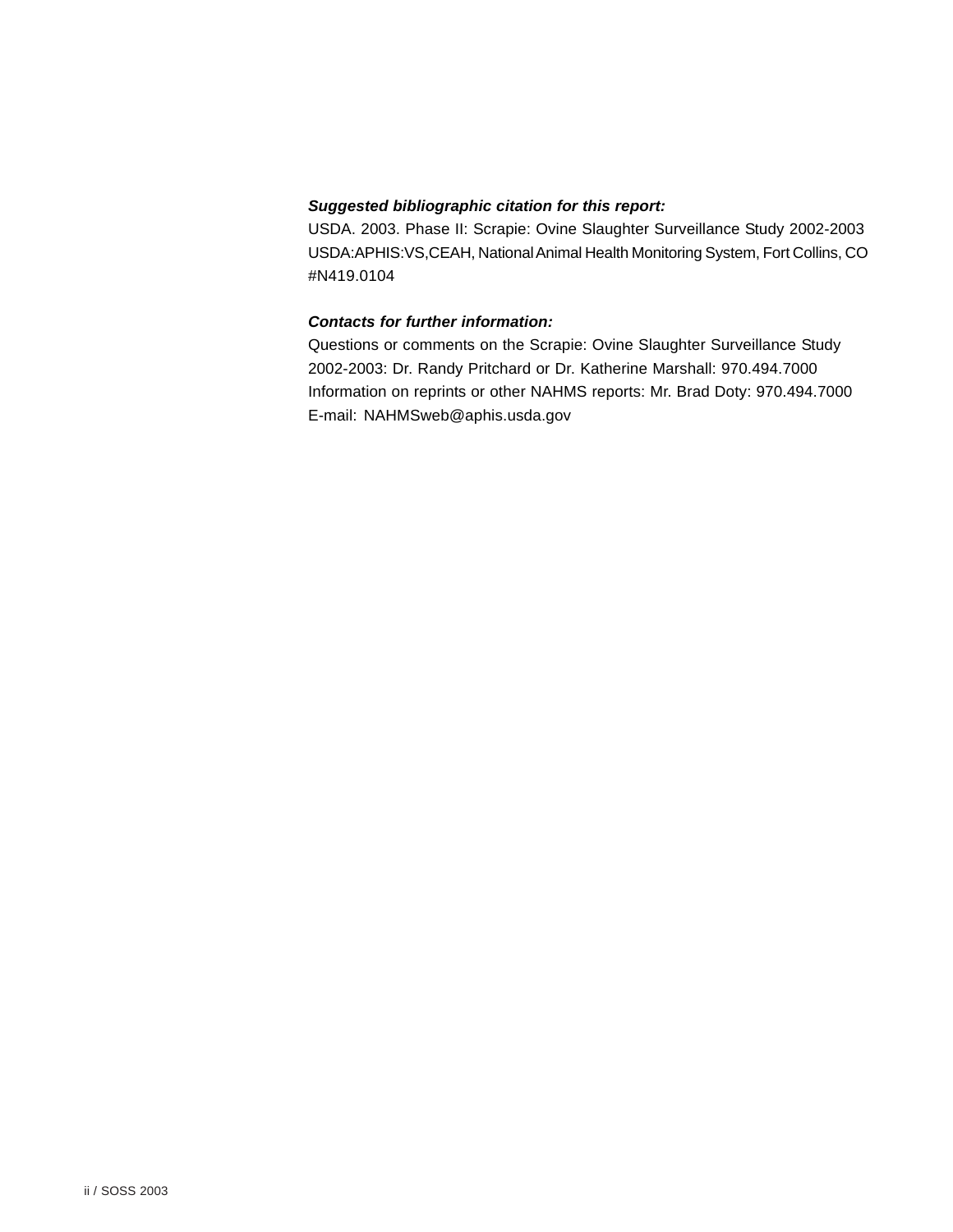***Suggested bibliographic citation for this report:***

USDA. 2003. Phase II: Scrapie: Ovine Slaughter Surveillance Study 2002-2003
USDA:APHIS:VS,CEAH, National Animal Health Monitoring System, Fort Collins, CO
#N419.0104

***Contacts for further information:***

Questions or comments on the Scrapie: Ovine Slaughter Surveillance Study 2002-2003: Dr. Randy Pritchard or Dr. Katherine Marshall: 970.494.7000
Information on reprints or other NAHMS reports: Mr. Brad Doty: 970.494.7000
E-mail: NAHMSweb@aphis.usda.gov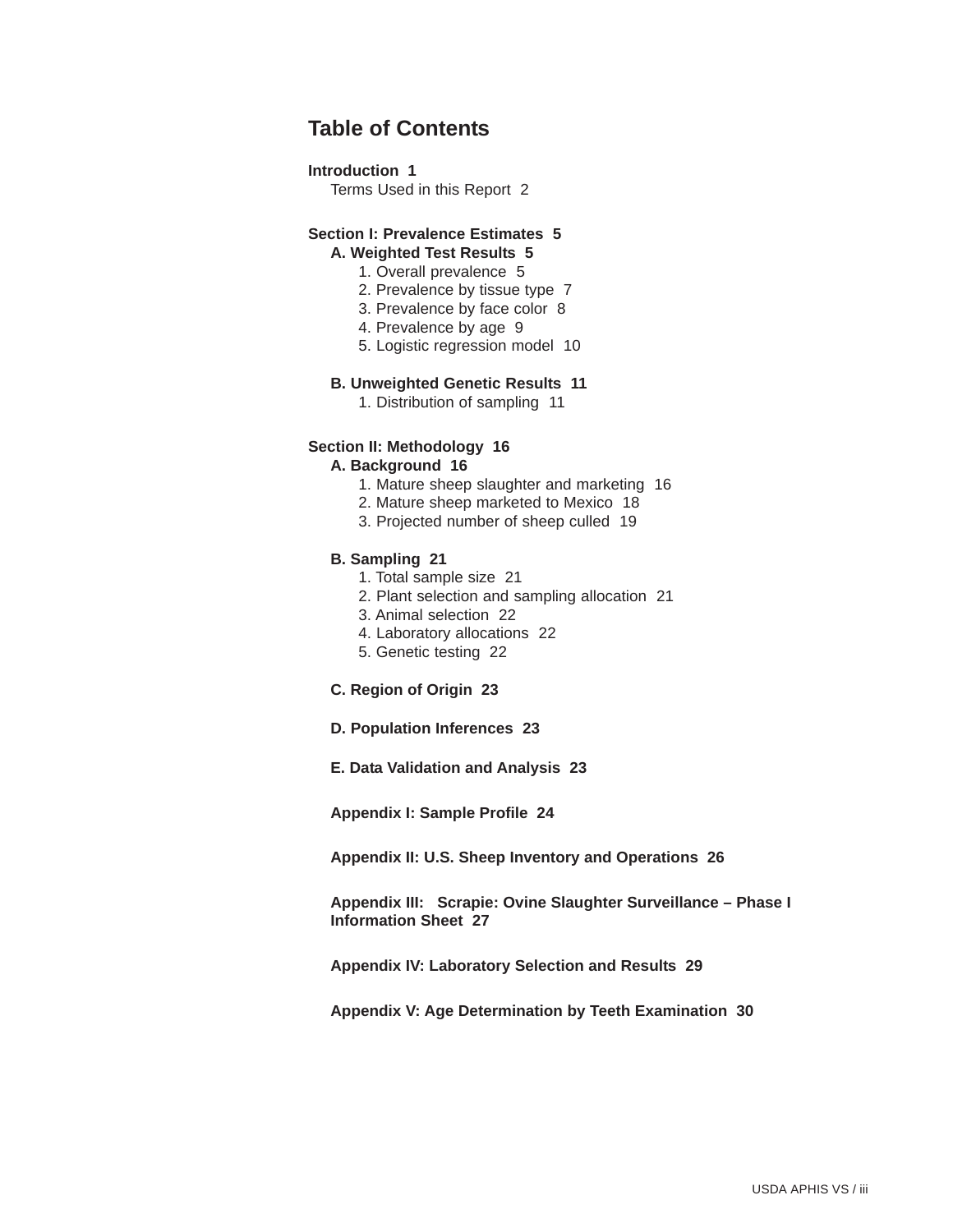# Table of Contents

**Introduction 1**

Terms Used in this Report 2

**Section I: Prevalence Estimates 5**

**A. Weighted Test Results 5**

1. Overall prevalence 5
2. Prevalence by tissue type 7
3. Prevalence by face color 8
4. Prevalence by age 9
5. Logistic regression model 10

**B. Unweighted Genetic Results 11**

1. Distribution of sampling 11

**Section II: Methodology 16**

**A. Background 16**

1. Mature sheep slaughter and marketing 16
2. Mature sheep marketed to Mexico 18
3. Projected number of sheep culled 19

**B. Sampling 21**

1. Total sample size 21
2. Plant selection and sampling allocation 21
3. Animal selection 22
4. Laboratory allocations 22
5. Genetic testing 22

**C. Region of Origin 23**

**D. Population Inferences 23**

**E. Data Validation and Analysis 23**

**Appendix I: Sample Profile 24**

**Appendix II: U.S. Sheep Inventory and Operations 26**

**Appendix III: Scrapie: Ovine Slaughter Surveillance – Phase I Information Sheet 27**

**Appendix IV: Laboratory Selection and Results 29**

**Appendix V: Age Determination by Teeth Examination 30**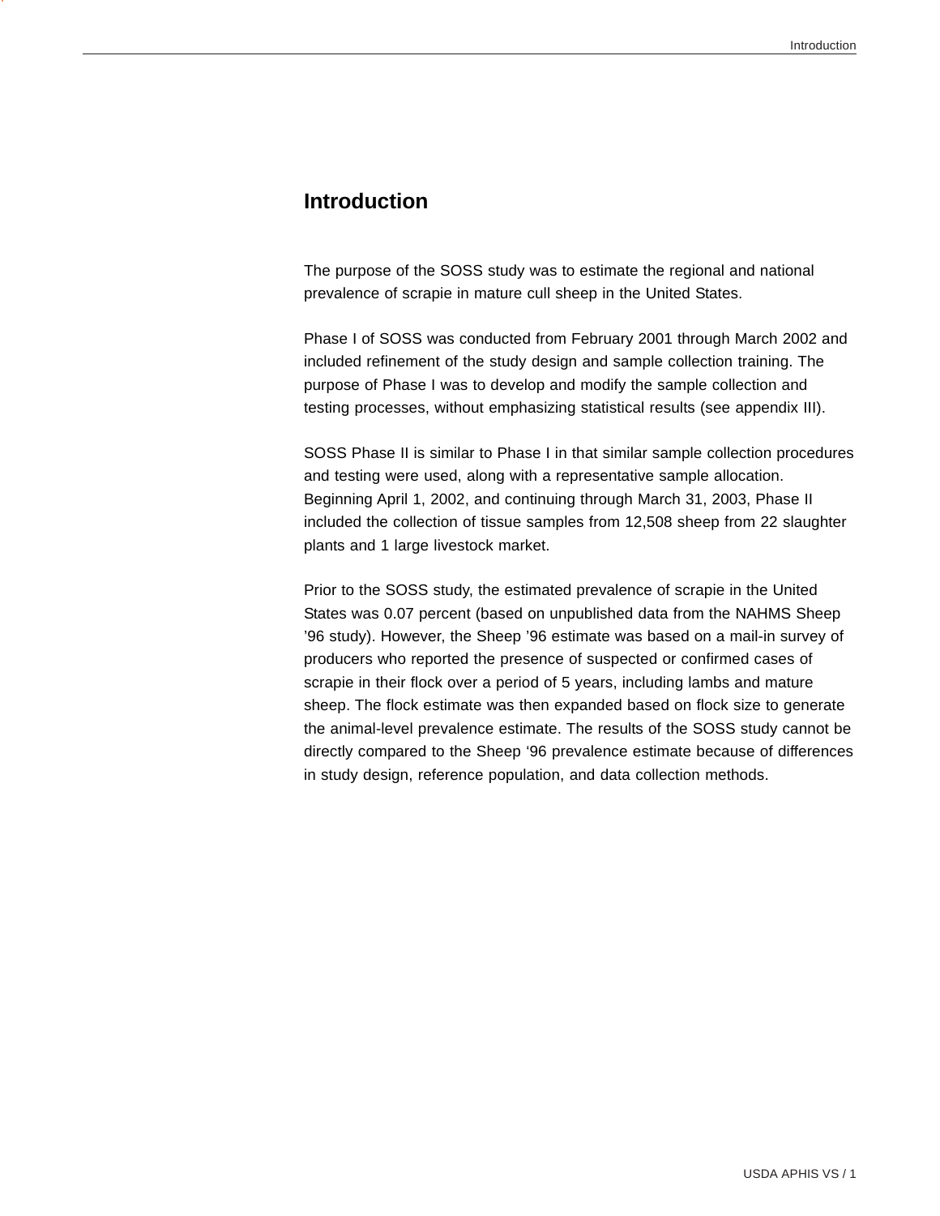# Introduction

The purpose of the SOSS study was to estimate the regional and national prevalence of scrapie in mature cull sheep in the United States.

Phase I of SOSS was conducted from February 2001 through March 2002 and included refinement of the study design and sample collection training. The purpose of Phase I was to develop and modify the sample collection and testing processes, without emphasizing statistical results (see appendix III).

SOSS Phase II is similar to Phase I in that similar sample collection procedures and testing were used, along with a representative sample allocation. Beginning April 1, 2002, and continuing through March 31, 2003, Phase II included the collection of tissue samples from 12,508 sheep from 22 slaughter plants and 1 large livestock market.

Prior to the SOSS study, the estimated prevalence of scrapie in the United States was 0.07 percent (based on unpublished data from the NAHMS Sheep ’96 study). However, the Sheep ’96 estimate was based on a mail-in survey of producers who reported the presence of suspected or confirmed cases of scrapie in their flock over a period of 5 years, including lambs and mature sheep. The flock estimate was then expanded based on flock size to generate the animal-level prevalence estimate. The results of the SOSS study cannot be directly compared to the Sheep ‘96 prevalence estimate because of differences in study design, reference population, and data collection methods.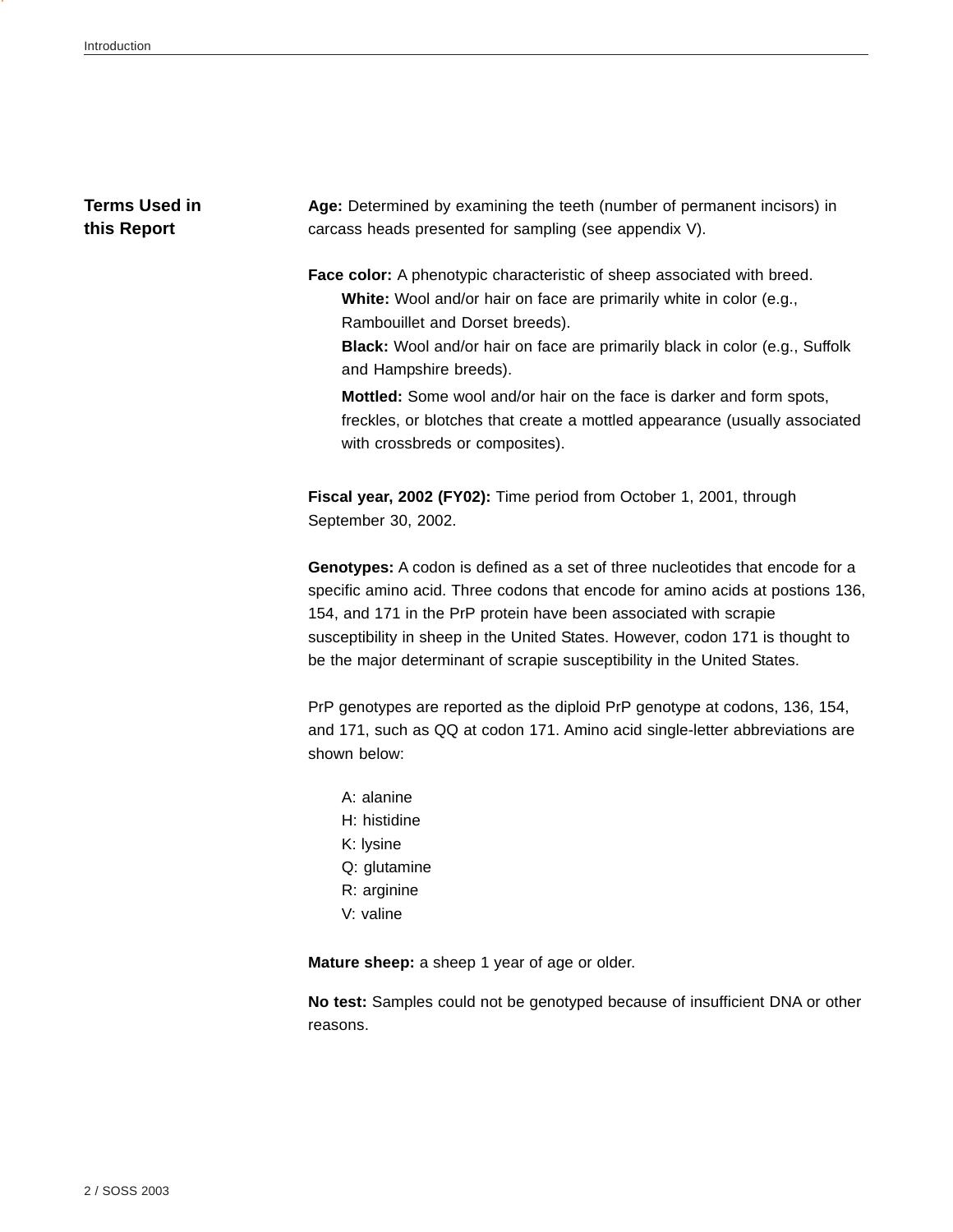## Terms Used in this Report

**Age:** Determined by examining the teeth (number of permanent incisors) in carcass heads presented for sampling (see appendix V).

**Face color:** A phenotypic characteristic of sheep associated with breed.

- **White:** Wool and/or hair on face are primarily white in color (e.g., Rambouillet and Dorset breeds).
- **Black:** Wool and/or hair on face are primarily black in color (e.g., Suffolk and Hampshire breeds).
- **Mottled:** Some wool and/or hair on the face is darker and form spots, freckles, or blotches that create a mottled appearance (usually associated with crossbreds or composites).

**Fiscal year, 2002 (FY02):** Time period from October 1, 2001, through September 30, 2002.

**Genotypes:** A codon is defined as a set of three nucleotides that encode for a specific amino acid. Three codons that encode for amino acids at postions 136, 154, and 171 in the PrP protein have been associated with scrapie susceptibility in sheep in the United States. However, codon 171 is thought to be the major determinant of scrapie susceptibility in the United States.

PrP genotypes are reported as the diploid PrP genotype at codons, 136, 154, and 171, such as QQ at codon 171. Amino acid single-letter abbreviations are shown below:

A: alanine  
H: histidine  
K: lysine  
Q: glutamine  
R: arginine  
V: valine

**Mature sheep:** a sheep 1 year of age or older.

**No test:** Samples could not be genotyped because of insufficient DNA or other reasons.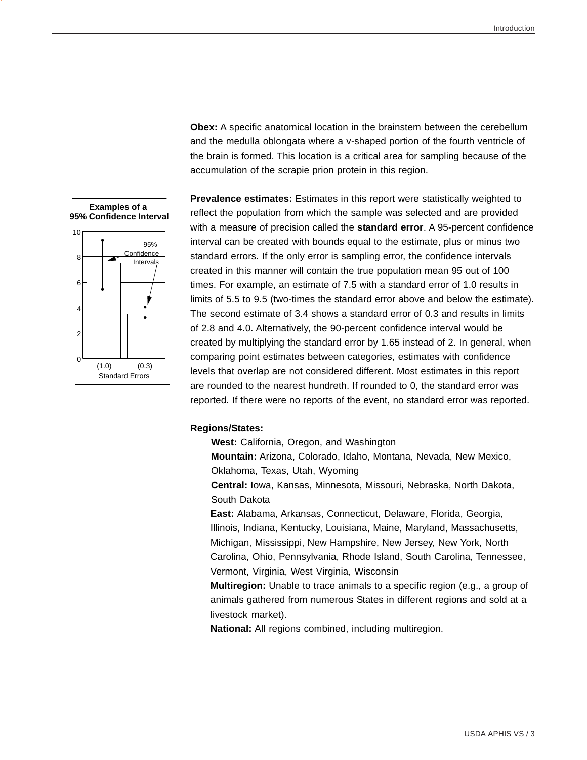**Obex:** A specific anatomical location in the brainstem between the cerebellum and the medulla oblongata where a v-shaped portion of the fourth ventricle of the brain is formed. This location is a critical area for sampling because of the accumulation of the scrapie prion protein in this region.

**Examples of a 95% Confidence Interval**

10
8
6
4
2
0
95% Confidence Intervals
(1.0) (0.3)
Standard Errors

**Prevalence estimates:** Estimates in this report were statistically weighted to reflect the population from which the sample was selected and are provided with a measure of precision called the **standard error**. A 95-percent confidence interval can be created with bounds equal to the estimate, plus or minus two standard errors. If the only error is sampling error, the confidence intervals created in this manner will contain the true population mean 95 out of 100 times. For example, an estimate of 7.5 with a standard error of 1.0 results in limits of 5.5 to 9.5 (two-times the standard error above and below the estimate). The second estimate of 3.4 shows a standard error of 0.3 and results in limits of 2.8 and 4.0. Alternatively, the 90-percent confidence interval would be created by multiplying the standard error by 1.65 instead of 2. In general, when comparing point estimates between categories, estimates with confidence levels that overlap are not considered different. Most estimates in this report are rounded to the nearest hundredth. If rounded to 0, the standard error was reported. If there were no reports of the event, no standard error was reported.

**Regions/States:**

**West:** California, Oregon, and Washington

**Mountain:** Arizona, Colorado, Idaho, Montana, Nevada, New Mexico, Oklahoma, Texas, Utah, Wyoming

**Central:** Iowa, Kansas, Minnesota, Missouri, Nebraska, North Dakota, South Dakota

**East:** Alabama, Arkansas, Connecticut, Delaware, Florida, Georgia, Illinois, Indiana, Kentucky, Louisiana, Maine, Maryland, Massachusetts, Michigan, Mississippi, New Hampshire, New Jersey, New York, North Carolina, Ohio, Pennsylvania, Rhode Island, South Carolina, Tennessee, Vermont, Virginia, West Virginia, Wisconsin

**Multiregion:** Unable to trace animals to a specific region (e.g., a group of animals gathered from numerous States in different regions and sold at a livestock market).

**National:** All regions combined, including multiregion.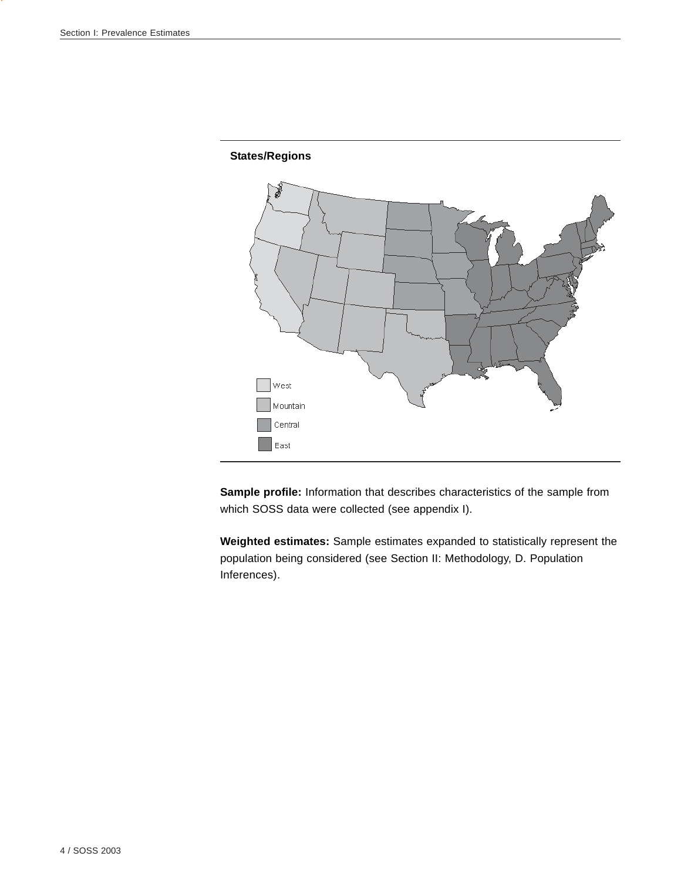**States/Regions**

West

Mountain

Central

East

**Sample profile:** Information that describes characteristics of the sample from which SOSS data were collected (see appendix I).

**Weighted estimates:** Sample estimates expanded to statistically represent the population being considered (see Section II: Methodology, D. Population Inferences).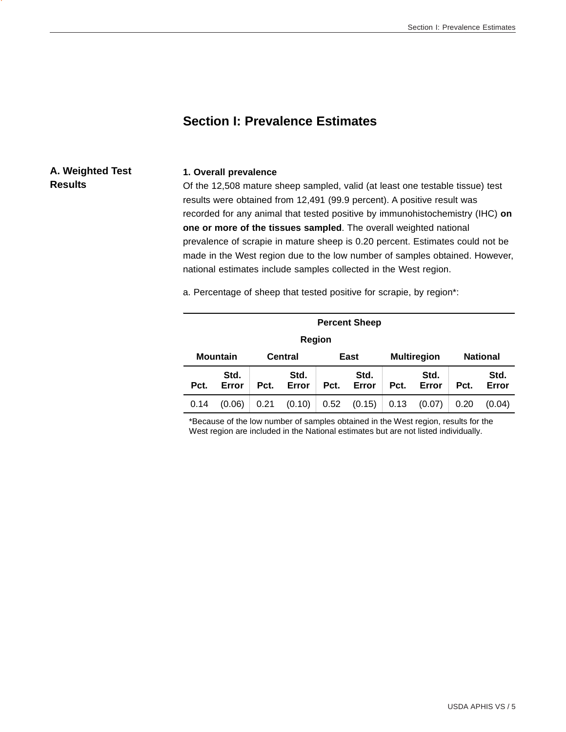# Section I: Prevalence Estimates

## A. Weighted Test Results

**1. Overall prevalence**

Of the 12,508 mature sheep sampled, valid (at least one testable tissue) test results were obtained from 12,491 (99.9 percent). A positive result was recorded for any animal that tested positive by immunohistochemistry (IHC) **on one or more of the tissues sampled**. The overall weighted national prevalence of scrapie in mature sheep is 0.20 percent. Estimates could not be made in the West region due to the low number of samples obtained. However, national estimates include samples collected in the West region.

a. Percentage of sheep that tested positive for scrapie, by region*:

| Percent Sheep | | | | | | | | | |
|---|---|---|---|---|---|---|---|---|---|
| Region | | | | | | | | | |
| Mountain | | Central | | East | | Multiregion | | National | |
| Pct. | Std. Error | Pct. | Std. Error | Pct. | Std. Error | Pct. | Std. Error | Pct. | Std. Error |
| 0.14 | (0.06) | 0.21 | (0.10) | 0.52 | (0.15) | 0.13 | (0.07) | 0.20 | (0.04) |

*Because of the low number of samples obtained in the West region, results for the West region are included in the National estimates but are not listed individually.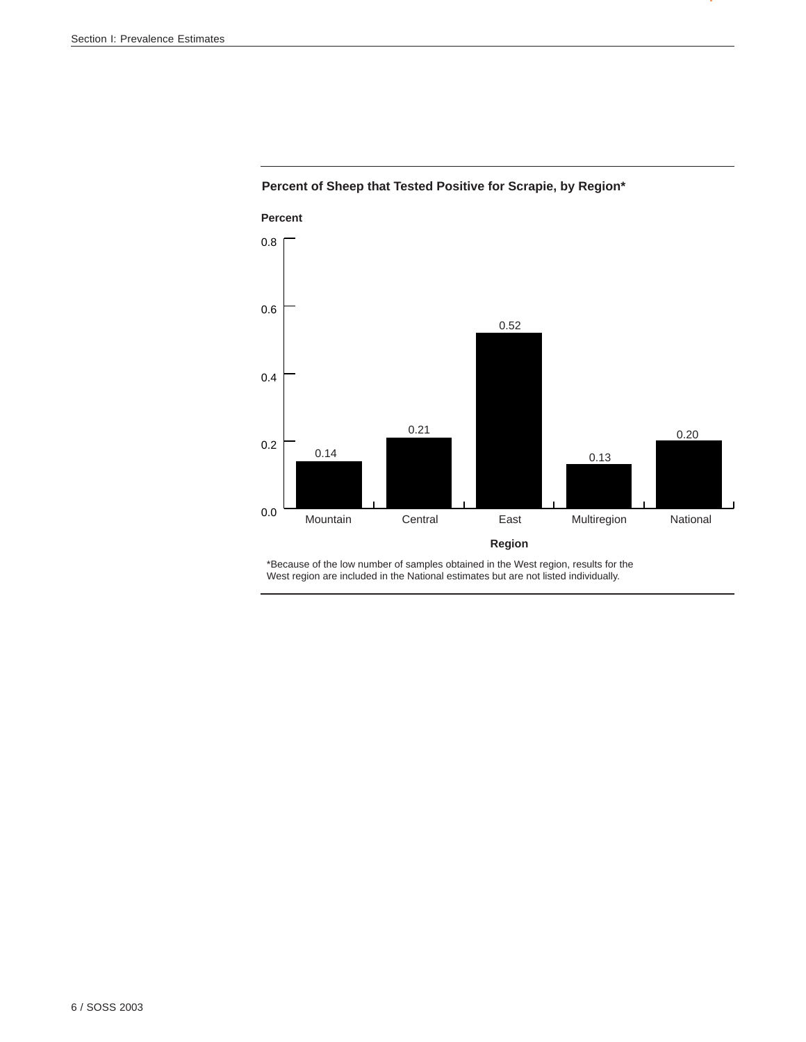**Percent of Sheep that Tested Positive for Scrapie, by Region***

Percent

0.8
0.6
0.4
0.2
0.0

0.14
0.21
0.52
0.13
0.20

Mountain
Central
East
Multiregion
National

Region

*Because of the low number of samples obtained in the West region, results for the West region are included in the National estimates but are not listed individually.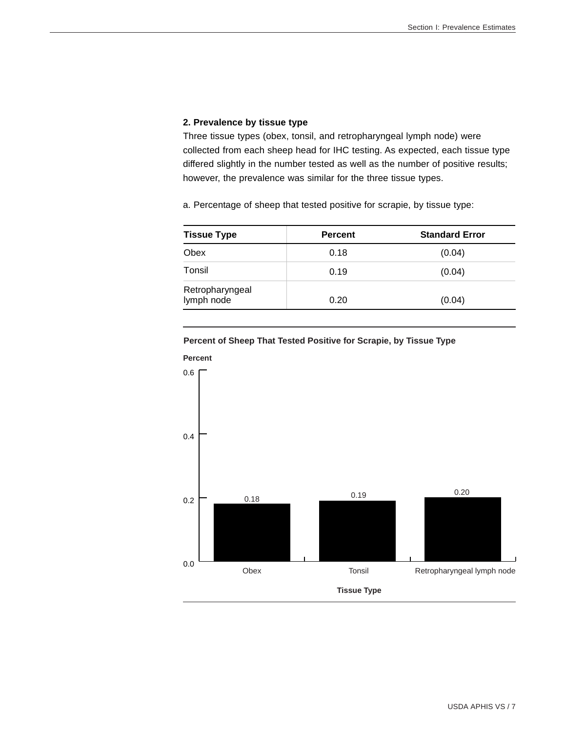## 2. Prevalence by tissue type

Three tissue types (obex, tonsil, and retropharyngeal lymph node) were collected from each sheep head for IHC testing. As expected, each tissue type differed slightly in the number tested as well as the number of positive results; however, the prevalence was similar for the three tissue types.

a. Percentage of sheep that tested positive for scrapie, by tissue type:

| Tissue Type | Percent | Standard Error |
|---|---|---|
| Obex | 0.18 | (0.04) |
| Tonsil | 0.19 | (0.04) |
| Retropharyngeal lymph node | 0.20 | (0.04) |

**Percent of Sheep That Tested Positive for Scrapie, by Tissue Type**

Percent

0.6
0.4
0.2
0.0

0.18
0.19
0.20

Obex
Tonsil
Retropharyngeal lymph node

Tissue Type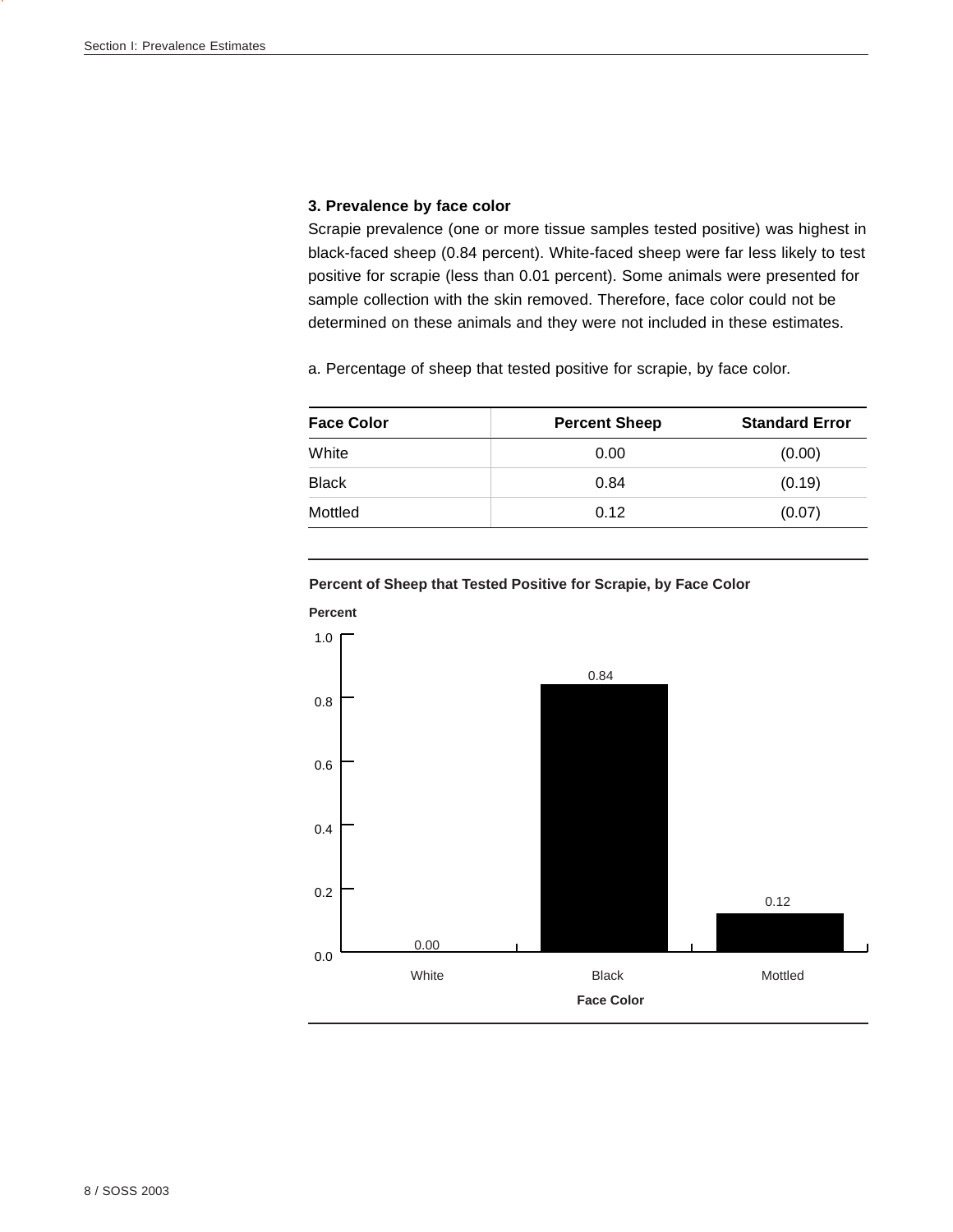### 3. Prevalence by face color

Scrapie prevalence (one or more tissue samples tested positive) was highest in black-faced sheep (0.84 percent). White-faced sheep were far less likely to test positive for scrapie (less than 0.01 percent). Some animals were presented for sample collection with the skin removed. Therefore, face color could not be determined on these animals and they were not included in these estimates.

a. Percentage of sheep that tested positive for scrapie, by face color.

| Face Color | Percent Sheep | Standard Error |
|---|---|---|
| White | 0.00 | (0.00) |
| Black | 0.84 | (0.19) |
| Mottled | 0.12 | (0.07) |

**Percent of Sheep that Tested Positive for Scrapie, by Face Color**

| Face Color | Percent |
|---|---|
| White | 0.00 |
| Black | 0.84 |
| Mottled | 0.12 |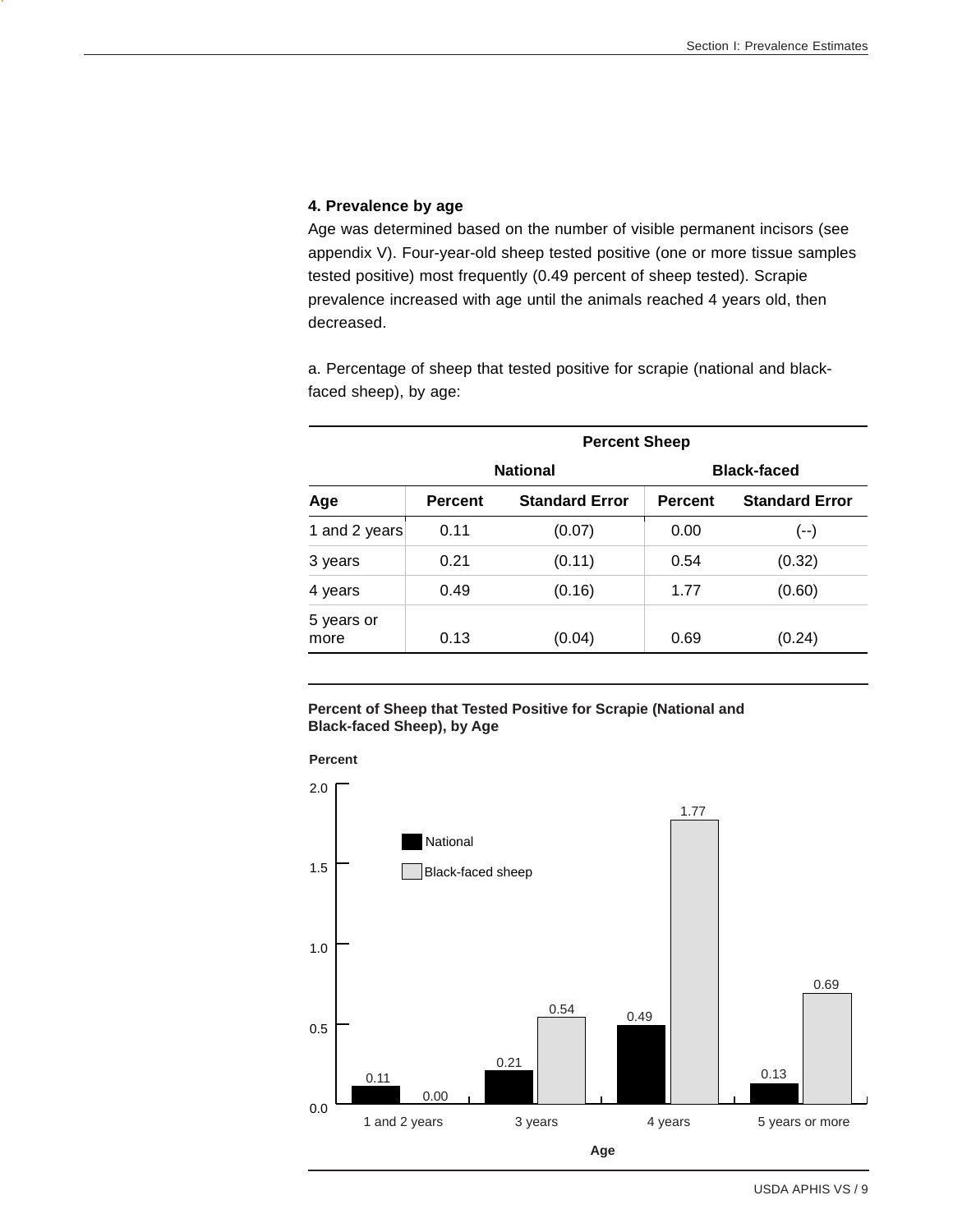### 4. Prevalence by age

Age was determined based on the number of visible permanent incisors (see appendix V). Four-year-old sheep tested positive (one or more tissue samples tested positive) most frequently (0.49 percent of sheep tested). Scrapie prevalence increased with age until the animals reached 4 years old, then decreased.

a. Percentage of sheep that tested positive for scrapie (national and black-faced sheep), by age:

| | Percent Sheep | | | |
|---|---|---|---|---|
| | National | | Black-faced | |
| Age | Percent | Standard Error | Percent | Standard Error |
| 1 and 2 years | 0.11 | (0.07) | 0.00 | (--) |
| 3 years | 0.21 | (0.11) | 0.54 | (0.32) |
| 4 years | 0.49 | (0.16) | 1.77 | (0.60) |
| 5 years or more | 0.13 | (0.04) | 0.69 | (0.24) |

**Percent of Sheep that Tested Positive for Scrapie (National and Black-faced Sheep), by Age**

Percent

2.0
1.5
1.0
0.5
0.0

National
Black-faced sheep

0.11
0.00
0.21
0.54
0.49
1.77
0.13
0.69

1 and 2 years
3 years
4 years
5 years or more

Age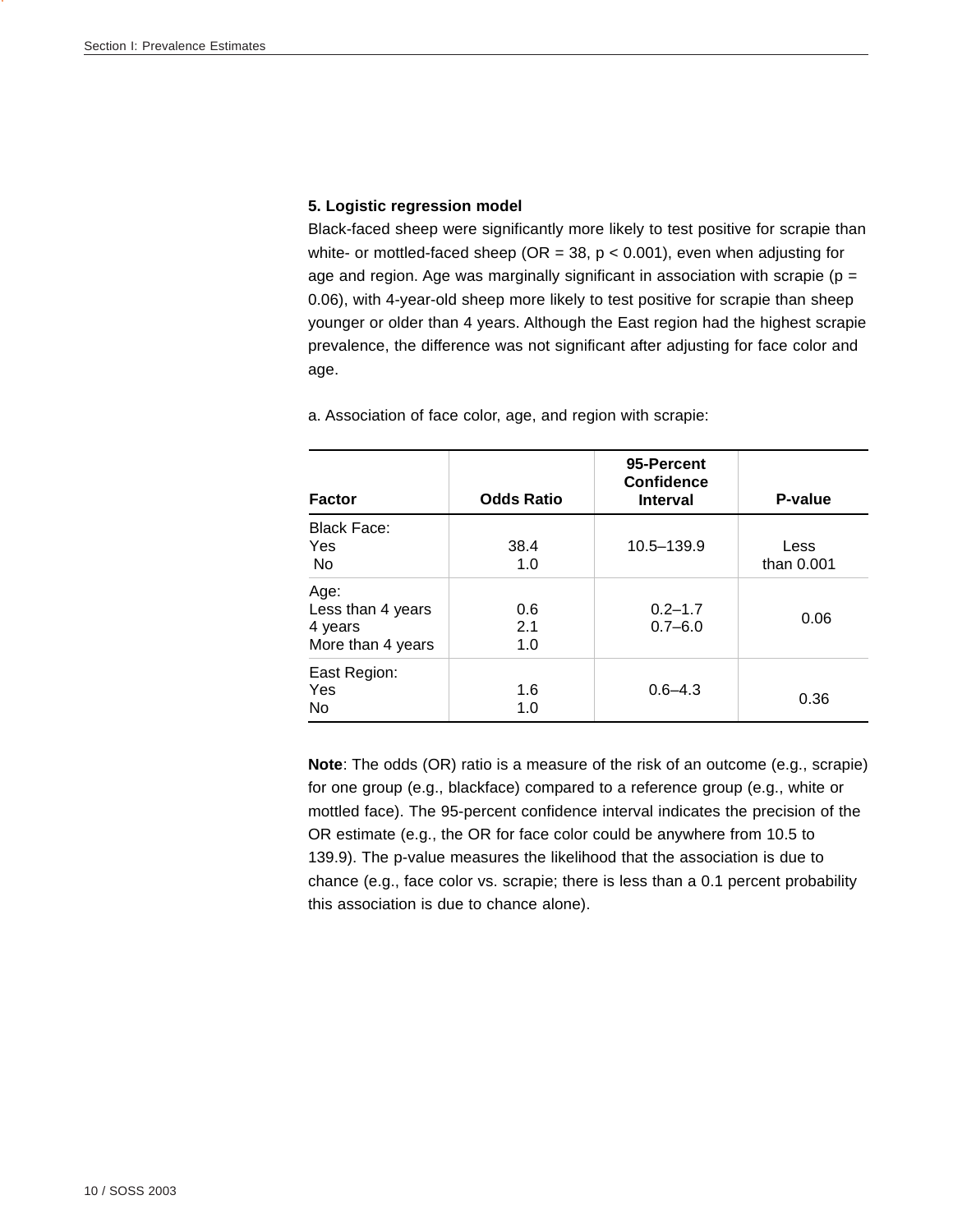### 5. Logistic regression model

Black-faced sheep were significantly more likely to test positive for scrapie than white- or mottled-faced sheep (OR = 38, $p < 0.001$), even when adjusting for age and region. Age was marginally significant in association with scrapie ($p = 0.06$), with 4-year-old sheep more likely to test positive for scrapie than sheep younger or older than 4 years. Although the East region had the highest scrapie prevalence, the difference was not significant after adjusting for face color and age.

a. Association of face color, age, and region with scrapie:

| Factor | Odds Ratio | 95-Percent Confidence Interval | P-value |
|---|---|---|---|
| Black Face: | | | |
| Yes | 38.4 | 10.5–139.9 | Less than 0.001 |
| No | 1.0 | | |
| Age: | | | |
| Less than 4 years | 0.6 | 0.2–1.7 | 0.06 |
| 4 years | 2.1 | 0.7–6.0 | |
| More than 4 years | 1.0 | | |
| East Region: | | | |
| Yes | 1.6 | 0.6–4.3 | 0.36 |
| No | 1.0 | | |

**Note**: The odds (OR) ratio is a measure of the risk of an outcome (e.g., scrapie) for one group (e.g., blackface) compared to a reference group (e.g., white or mottled face). The 95-percent confidence interval indicates the precision of the OR estimate (e.g., the OR for face color could be anywhere from 10.5 to 139.9). The p-value measures the likelihood that the association is due to chance (e.g., face color vs. scrapie; there is less than a 0.1 percent probability this association is due to chance alone).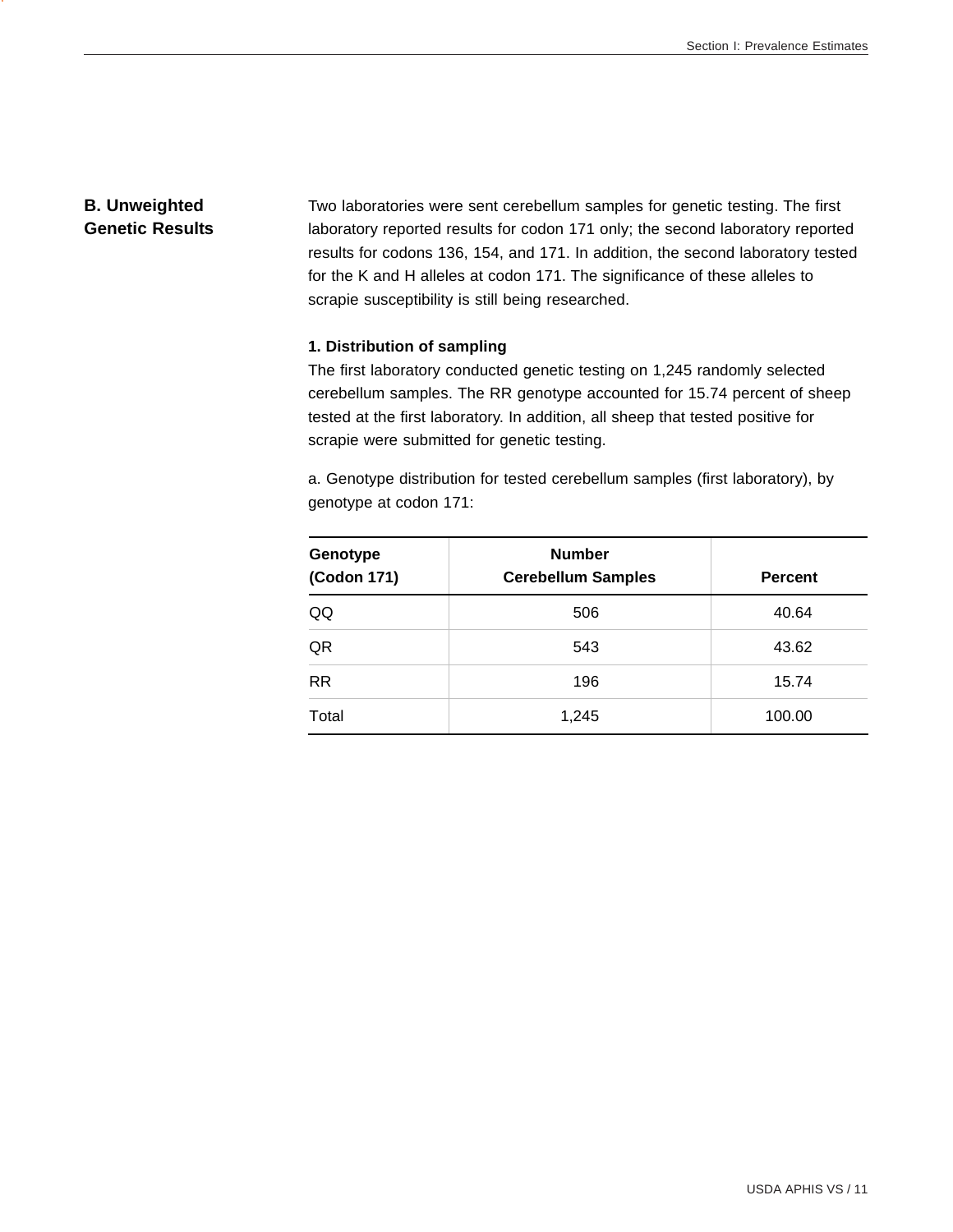## B. Unweighted Genetic Results

Two laboratories were sent cerebellum samples for genetic testing. The first laboratory reported results for codon 171 only; the second laboratory reported results for codons 136, 154, and 171. In addition, the second laboratory tested for the K and H alleles at codon 171. The significance of these alleles to scrapie susceptibility is still being researched.

**1. Distribution of sampling**

The first laboratory conducted genetic testing on 1,245 randomly selected cerebellum samples. The RR genotype accounted for 15.74 percent of sheep tested at the first laboratory. In addition, all sheep that tested positive for scrapie were submitted for genetic testing.

a. Genotype distribution for tested cerebellum samples (first laboratory), by genotype at codon 171:

| Genotype (Codon 171) | Number Cerebellum Samples | Percent |
|---|---|---|
| QQ | 506 | 40.64 |
| QR | 543 | 43.62 |
| RR | 196 | 15.74 |
| Total | 1,245 | 100.00 |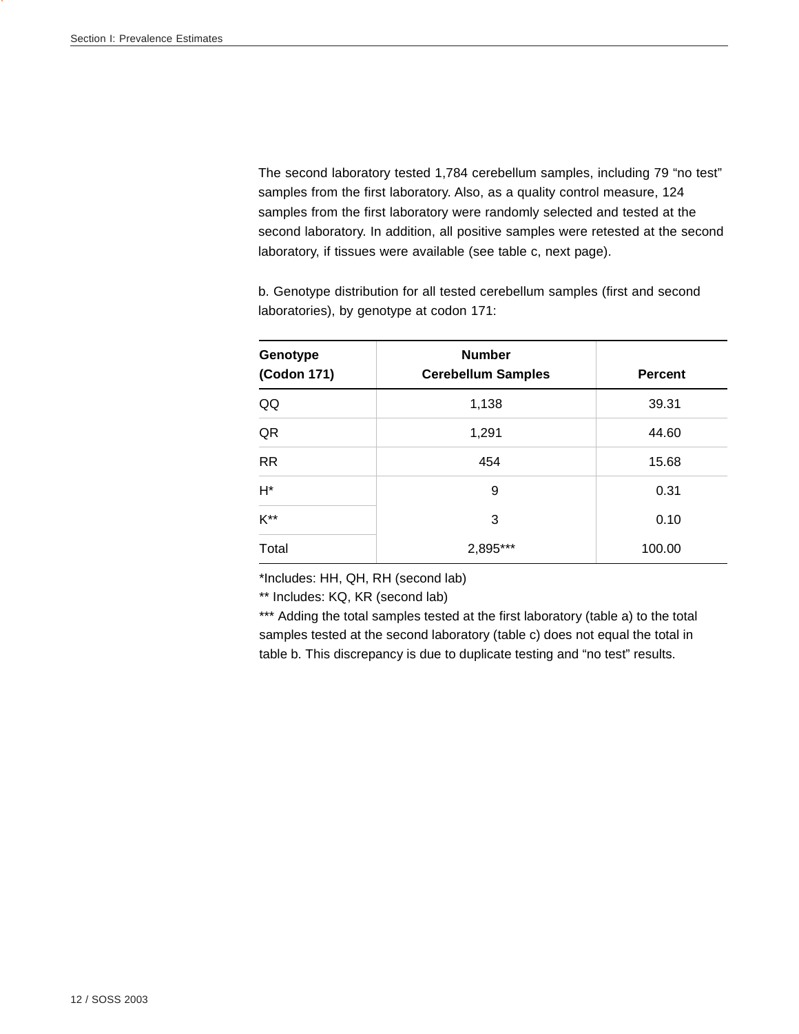The second laboratory tested 1,784 cerebellum samples, including 79 "no test" samples from the first laboratory. Also, as a quality control measure, 124 samples from the first laboratory were randomly selected and tested at the second laboratory. In addition, all positive samples were retested at the second laboratory, if tissues were available (see table c, next page).

b. Genotype distribution for all tested cerebellum samples (first and second laboratories), by genotype at codon 171:

| Genotype (Codon 171) | Number Cerebellum Samples | Percent |
|---|---|---|
| QQ | 1,138 | 39.31 |
| QR | 1,291 | 44.60 |
| RR | 454 | 15.68 |
| H* | 9 | 0.31 |
| K** | 3 | 0.10 |
| Total | 2,895*** | 100.00 |

*Includes: HH, QH, RH (second lab)
** Includes: KQ, KR (second lab)
*** Adding the total samples tested at the first laboratory (table a) to the total samples tested at the second laboratory (table c) does not equal the total in table b. This discrepancy is due to duplicate testing and "no test" results.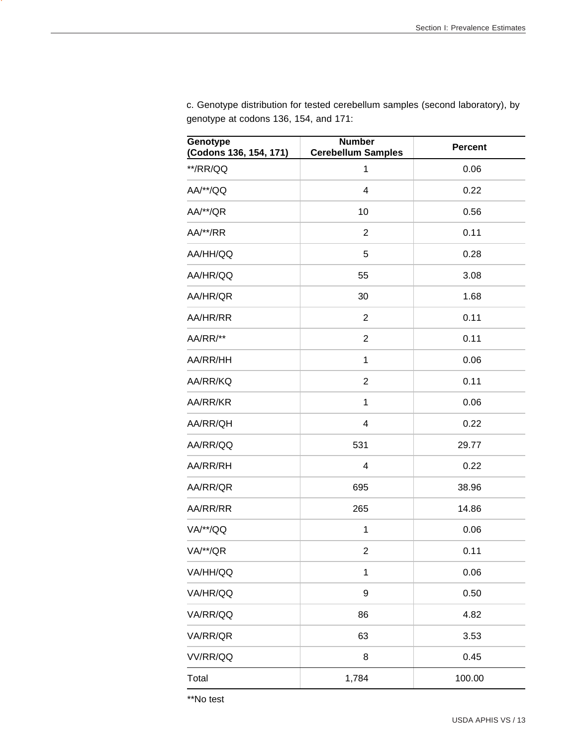c. Genotype distribution for tested cerebellum samples (second laboratory), by genotype at codons 136, 154, and 171:

| **Genotype (Codons 136, 154, 171)** | **Number Cerebellum Samples** | **Percent** |
|---|---|---|
| **/RR/QQ | 1 | 0.06 |
| AA/**/QQ | 4 | 0.22 |
| AA/**/QR | 10 | 0.56 |
| AA/**/RR | 2 | 0.11 |
| AA/HH/QQ | 5 | 0.28 |
| AA/HR/QQ | 55 | 3.08 |
| AA/HR/QR | 30 | 1.68 |
| AA/HR/RR | 2 | 0.11 |
| AA/RR/** | 2 | 0.11 |
| AA/RR/HH | 1 | 0.06 |
| AA/RR/KQ | 2 | 0.11 |
| AA/RR/KR | 1 | 0.06 |
| AA/RR/QH | 4 | 0.22 |
| AA/RR/QQ | 531 | 29.77 |
| AA/RR/RH | 4 | 0.22 |
| AA/RR/QR | 695 | 38.96 |
| AA/RR/RR | 265 | 14.86 |
| VA/**/QQ | 1 | 0.06 |
| VA/**/QR | 2 | 0.11 |
| VA/HH/QQ | 1 | 0.06 |
| VA/HR/QQ | 9 | 0.50 |
| VA/RR/QQ | 86 | 4.82 |
| VA/RR/QR | 63 | 3.53 |
| VV/RR/QQ | 8 | 0.45 |
| Total | 1,784 | 100.00 |

**No test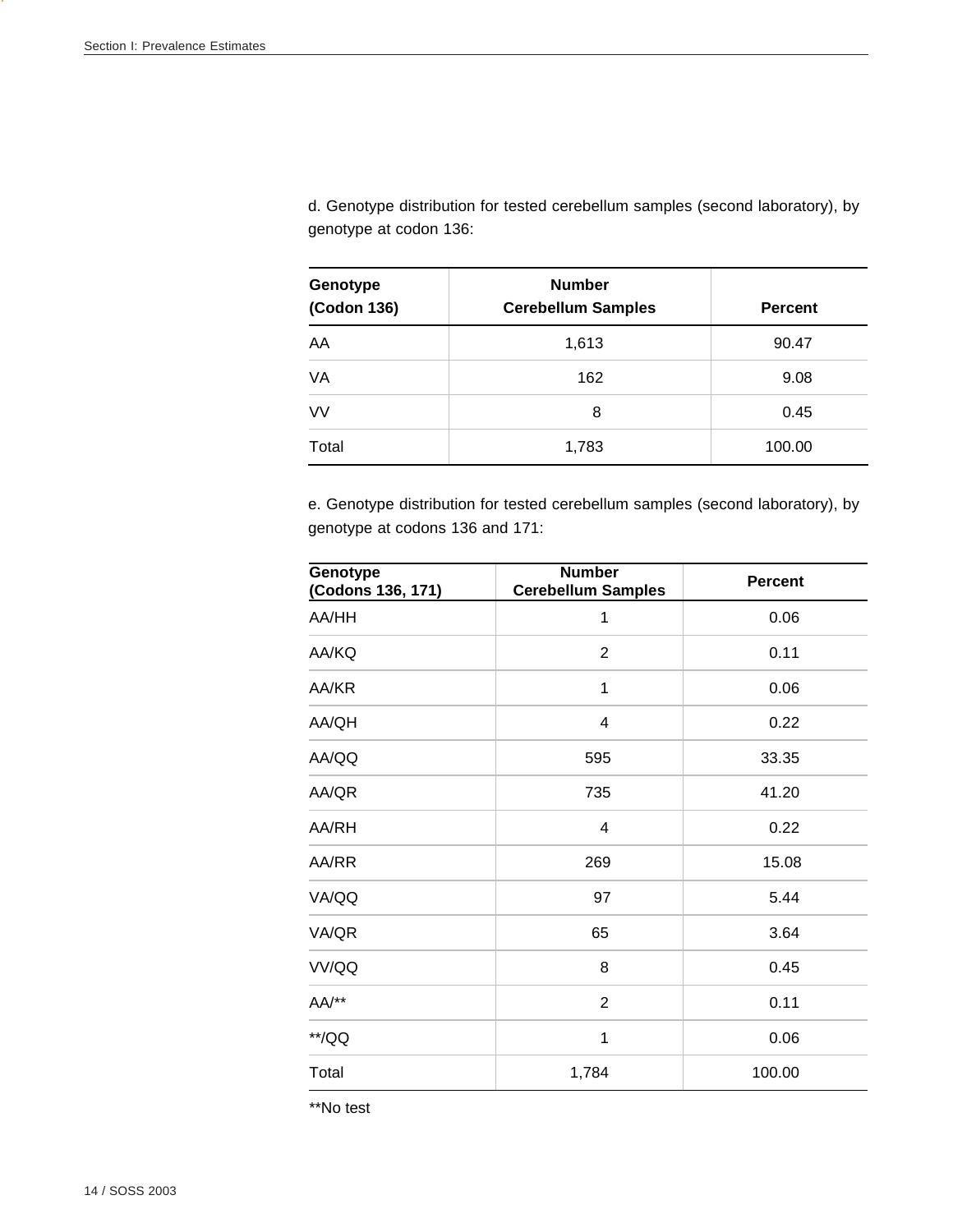d. Genotype distribution for tested cerebellum samples (second laboratory), by genotype at codon 136:

| Genotype (Codon 136) | Number Cerebellum Samples | Percent |
|---|---|---|
| AA | 1,613 | 90.47 |
| VA | 162 | 9.08 |
| VV | 8 | 0.45 |
| Total | 1,783 | 100.00 |

e. Genotype distribution for tested cerebellum samples (second laboratory), by genotype at codons 136 and 171:

| Genotype (Codons 136, 171) | Number Cerebellum Samples | Percent |
|---|---|---|
| AA/HH | 1 | 0.06 |
| AA/KQ | 2 | 0.11 |
| AA/KR | 1 | 0.06 |
| AA/QH | 4 | 0.22 |
| AA/QQ | 595 | 33.35 |
| AA/QR | 735 | 41.20 |
| AA/RH | 4 | 0.22 |
| AA/RR | 269 | 15.08 |
| VA/QQ | 97 | 5.44 |
| VA/QR | 65 | 3.64 |
| VV/QQ | 8 | 0.45 |
| AA/** | 2 | 0.11 |
| **/QQ | 1 | 0.06 |
| Total | 1,784 | 100.00 |

**No test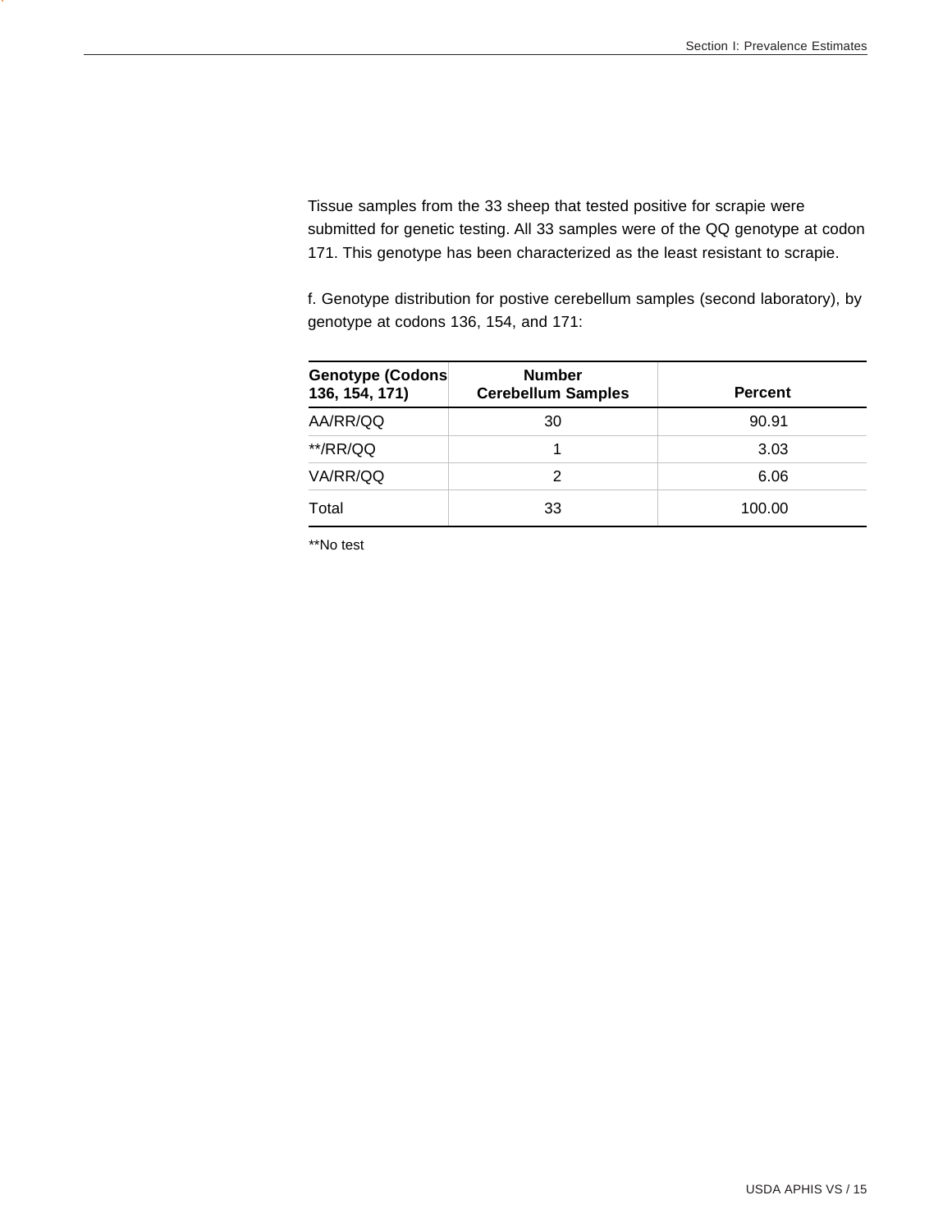Tissue samples from the 33 sheep that tested positive for scrapie were submitted for genetic testing. All 33 samples were of the QQ genotype at codon 171. This genotype has been characterized as the least resistant to scrapie.

f. Genotype distribution for postive cerebellum samples (second laboratory), by genotype at codons 136, 154, and 171:

| Genotype (Codons 136, 154, 171) | Number Cerebellum Samples | Percent |
|---|---|---|
| AA/RR/QQ | 30 | 90.91 |
| **/RR/QQ | 1 | 3.03 |
| VA/RR/QQ | 2 | 6.06 |
| Total | 33 | 100.00 |

**No test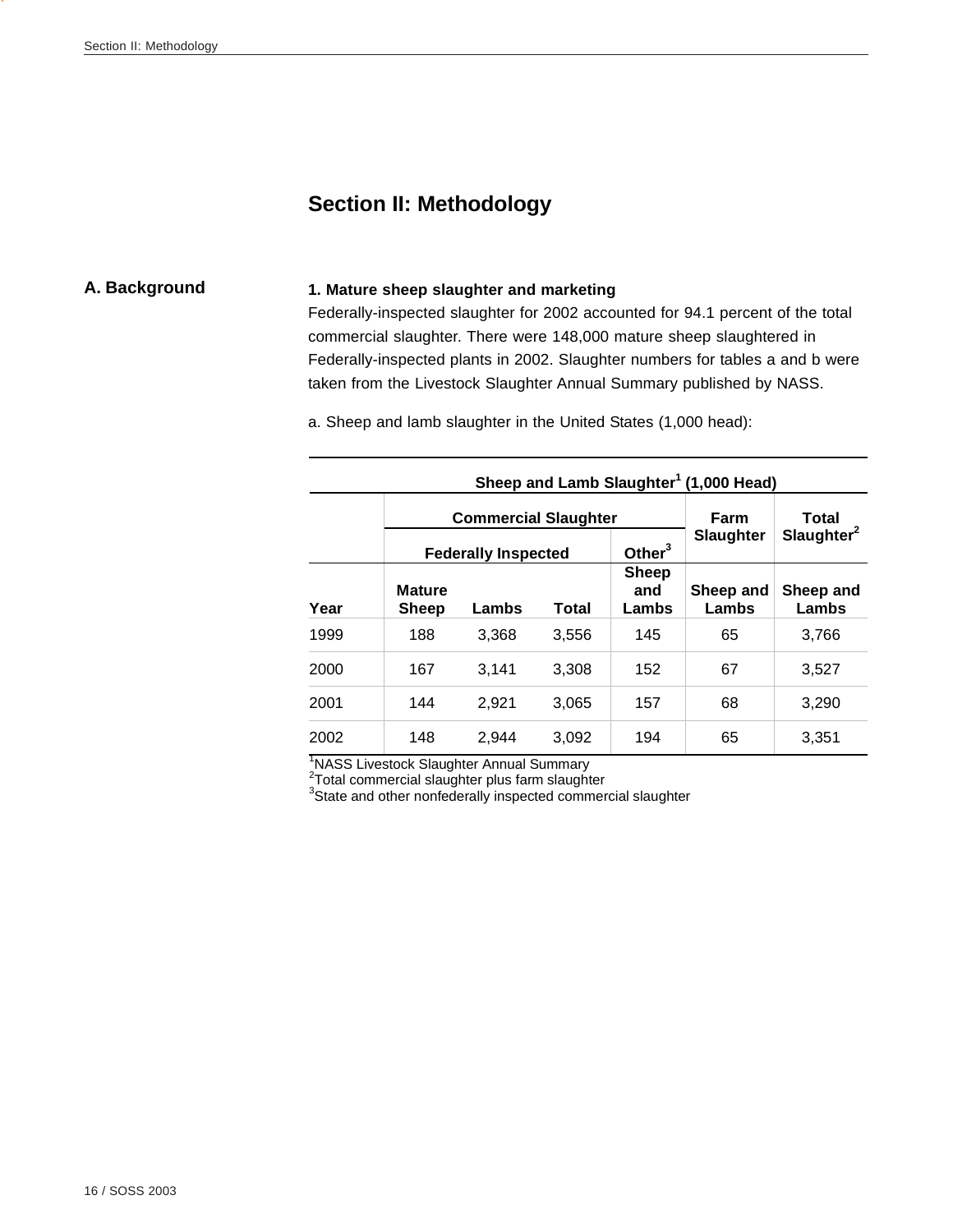# Section II: Methodology

## A. Background

**1. Mature sheep slaughter and marketing**

Federally-inspected slaughter for 2002 accounted for 94.1 percent of the total commercial slaughter. There were 148,000 mature sheep slaughtered in Federally-inspected plants in 2002. Slaughter numbers for tables a and b were taken from the Livestock Slaughter Annual Summary published by NASS.

a. Sheep and lamb slaughter in the United States (1,000 head):

| Sheep and Lamb Slaughter[1] (1,000 Head) | | | | | | |
|---|---|---|---|---|---|---|
| | Commercial Slaughter | | | | Farm Slaughter | Total Slaughter[2] |
| | Federally Inspected | | | Other[3] | | |
| Year | Mature Sheep | Lambs | Total | Sheep and Lambs | Sheep and Lambs | Sheep and Lambs |
| 1999 | 188 | 3,368 | 3,556 | 145 | 65 | 3,766 |
| 2000 | 167 | 3,141 | 3,308 | 152 | 67 | 3,527 |
| 2001 | 144 | 2,921 | 3,065 | 157 | 68 | 3,290 |
| 2002 | 148 | 2,944 | 3,092 | 194 | 65 | 3,351 |

[1]NASS Livestock Slaughter Annual Summary
[2]Total commercial slaughter plus farm slaughter
[3]State and other nonfederally inspected commercial slaughter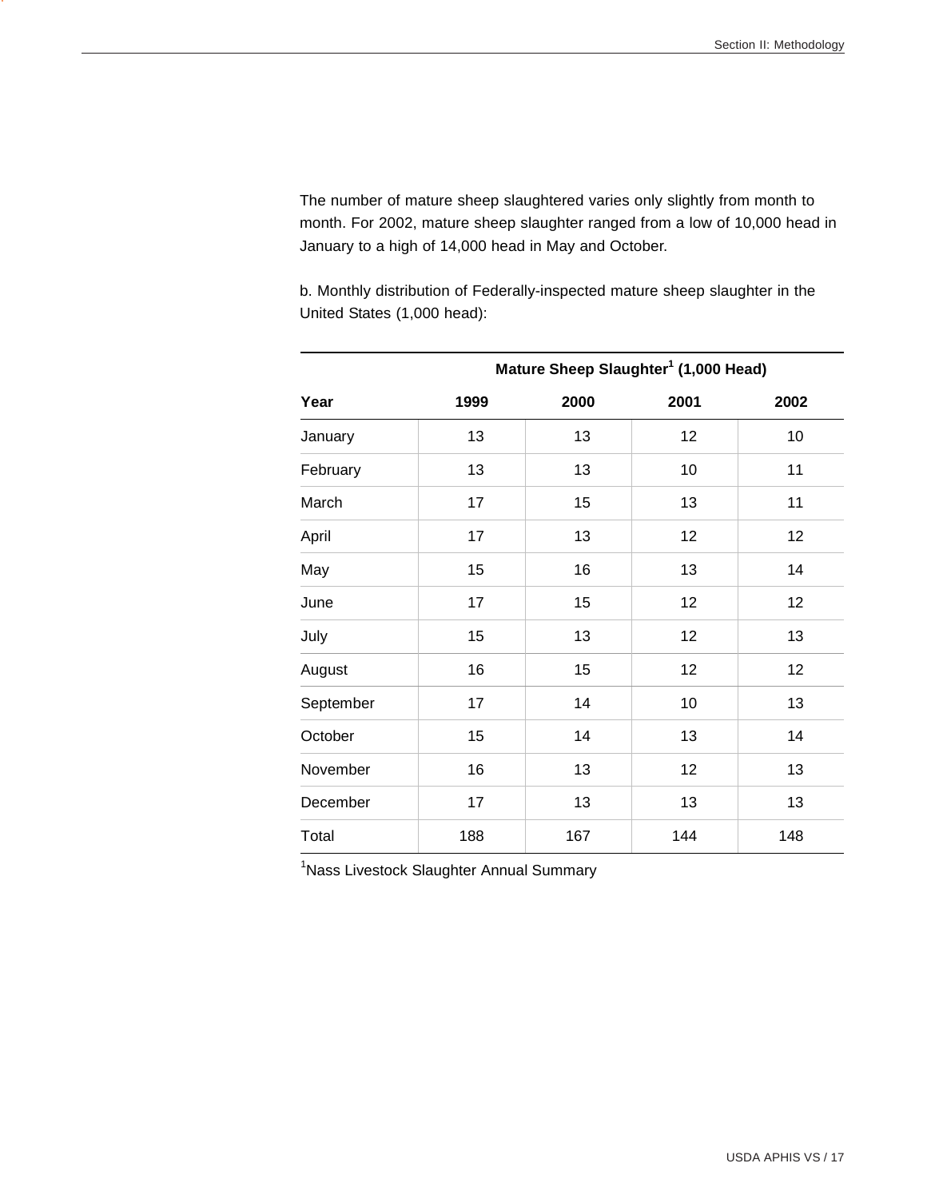The number of mature sheep slaughtered varies only slightly from month to month. For 2002, mature sheep slaughter ranged from a low of 10,000 head in January to a high of 14,000 head in May and October.

b. Monthly distribution of Federally-inspected mature sheep slaughter in the United States (1,000 head):

| | Mature Sheep Slaughter[1] (1,000 Head) | | | |
|---|---|---|---|---|
| **Year** | **1999** | **2000** | **2001** | **2002** |
| January | 13 | 13 | 12 | 10 |
| February | 13 | 13 | 10 | 11 |
| March | 17 | 15 | 13 | 11 |
| April | 17 | 13 | 12 | 12 |
| May | 15 | 16 | 13 | 14 |
| June | 17 | 15 | 12 | 12 |
| July | 15 | 13 | 12 | 13 |
| August | 16 | 15 | 12 | 12 |
| September | 17 | 14 | 10 | 13 |
| October | 15 | 14 | 13 | 14 |
| November | 16 | 13 | 12 | 13 |
| December | 17 | 13 | 13 | 13 |
| Total | 188 | 167 | 144 | 148 |

[1]Nass Livestock Slaughter Annual Summary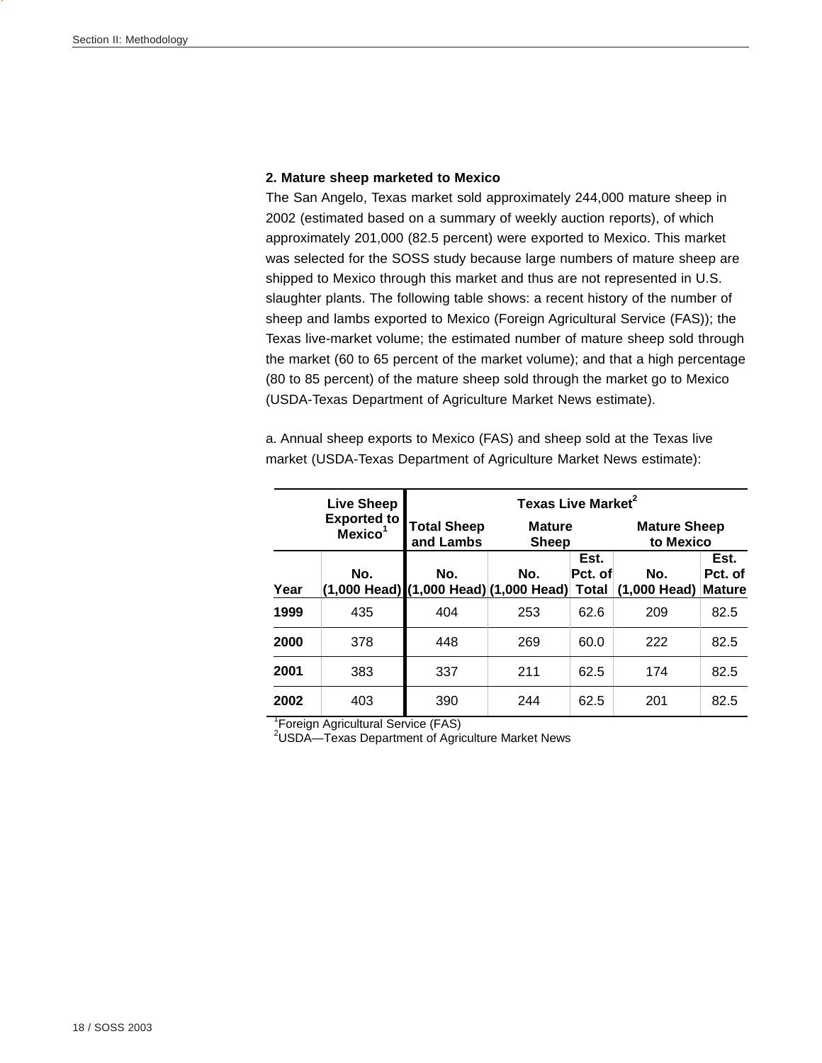**2. Mature sheep marketed to Mexico**

The San Angelo, Texas market sold approximately 244,000 mature sheep in 2002 (estimated based on a summary of weekly auction reports), of which approximately 201,000 (82.5 percent) were exported to Mexico. This market was selected for the SOSS study because large numbers of mature sheep are shipped to Mexico through this market and thus are not represented in U.S. slaughter plants. The following table shows: a recent history of the number of sheep and lambs exported to Mexico (Foreign Agricultural Service (FAS)); the Texas live-market volume; the estimated number of mature sheep sold through the market (60 to 65 percent of the market volume); and that a high percentage (80 to 85 percent) of the mature sheep sold through the market go to Mexico (USDA-Texas Department of Agriculture Market News estimate).

a. Annual sheep exports to Mexico (FAS) and sheep sold at the Texas live market (USDA-Texas Department of Agriculture Market News estimate):

| | Live Sheep Exported to Mexico[1] | Texas Live Market[2] | | | | |
|---|---|---|---|---|---|---|
| | | Total Sheep and Lambs | Mature Sheep | | Mature Sheep to Mexico | |
| Year | No. (1,000 Head) | No. (1,000 Head) | No. (1,000 Head) | Est. Pct. of Total | No. (1,000 Head) | Est. Pct. of Mature |
| **1999** | 435 | 404 | 253 | 62.6 | 209 | 82.5 |
| **2000** | 378 | 448 | 269 | 60.0 | 222 | 82.5 |
| **2001** | 383 | 337 | 211 | 62.5 | 174 | 82.5 |
| **2002** | 403 | 390 | 244 | 62.5 | 201 | 82.5 |

[1]Foreign Agricultural Service (FAS)
[2]USDA—Texas Department of Agriculture Market News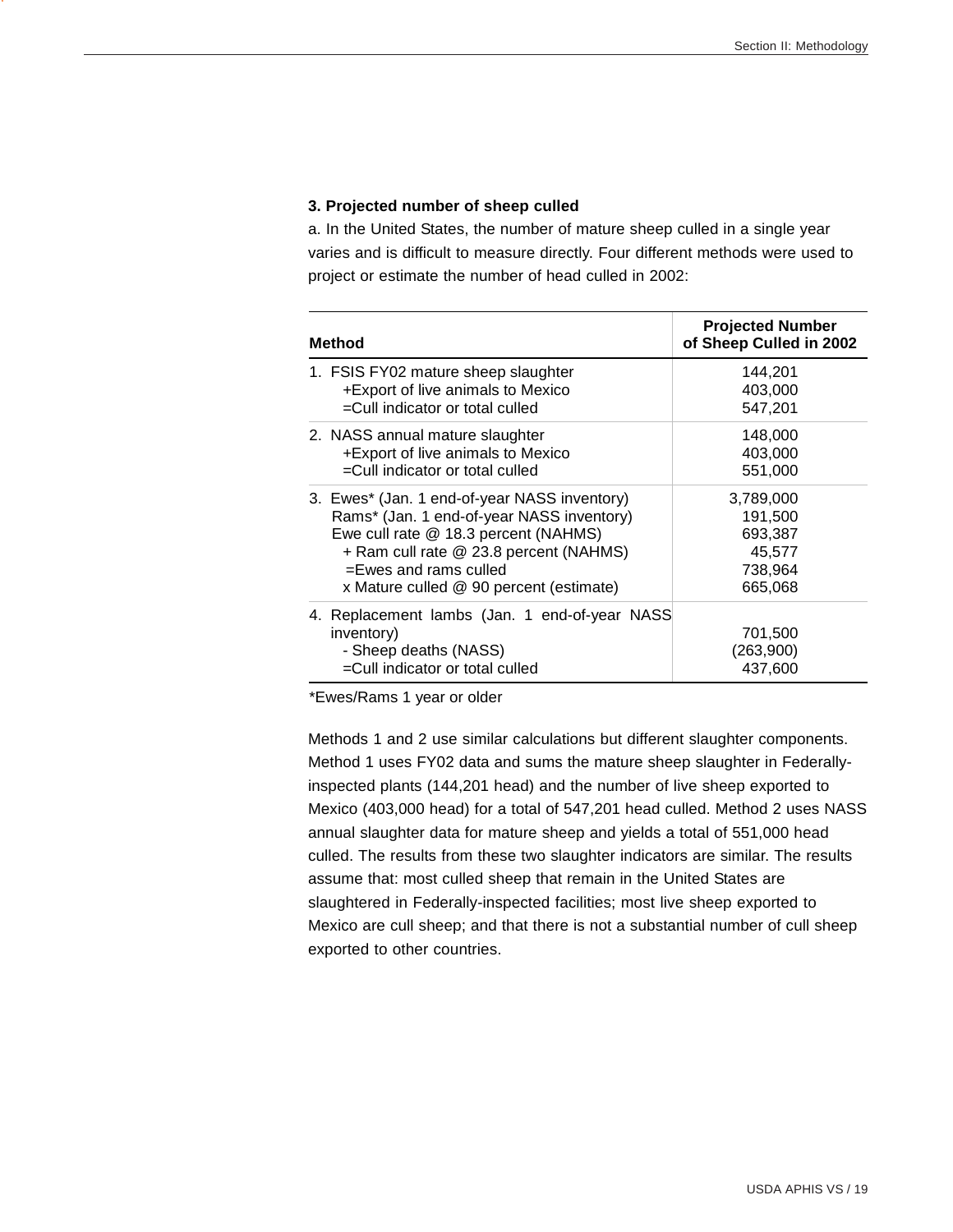### 3. Projected number of sheep culled

a. In the United States, the number of mature sheep culled in a single year varies and is difficult to measure directly. Four different methods were used to project or estimate the number of head culled in 2002:

| Method | Projected Number of Sheep Culled in 2002 |
|---|---|
| 1. FSIS FY02 mature sheep slaughter | 144,201 |
| +Export of live animals to Mexico | 403,000 |
| =Cull indicator or total culled | 547,201 |
| 2. NASS annual mature slaughter | 148,000 |
| +Export of live animals to Mexico | 403,000 |
| =Cull indicator or total culled | 551,000 |
| 3. Ewes* (Jan. 1 end-of-year NASS inventory) | 3,789,000 |
| Rams* (Jan. 1 end-of-year NASS inventory) | 191,500 |
| Ewe cull rate @ 18.3 percent (NAHMS) | 693,387 |
| + Ram cull rate @ 23.8 percent (NAHMS) | 45,577 |
| =Ewes and rams culled | 738,964 |
| x Mature culled @ 90 percent (estimate) | 665,068 |
| 4. Replacement lambs (Jan. 1 end-of-year NASS inventory) | 701,500 |
| - Sheep deaths (NASS) | (263,900) |
| =Cull indicator or total culled | 437,600 |

*Ewes/Rams 1 year or older

Methods 1 and 2 use similar calculations but different slaughter components. Method 1 uses FY02 data and sums the mature sheep slaughter in Federally-inspected plants (144,201 head) and the number of live sheep exported to Mexico (403,000 head) for a total of 547,201 head culled. Method 2 uses NASS annual slaughter data for mature sheep and yields a total of 551,000 head culled. The results from these two slaughter indicators are similar. The results assume that: most culled sheep that remain in the United States are slaughtered in Federally-inspected facilities; most live sheep exported to Mexico are cull sheep; and that there is not a substantial number of cull sheep exported to other countries.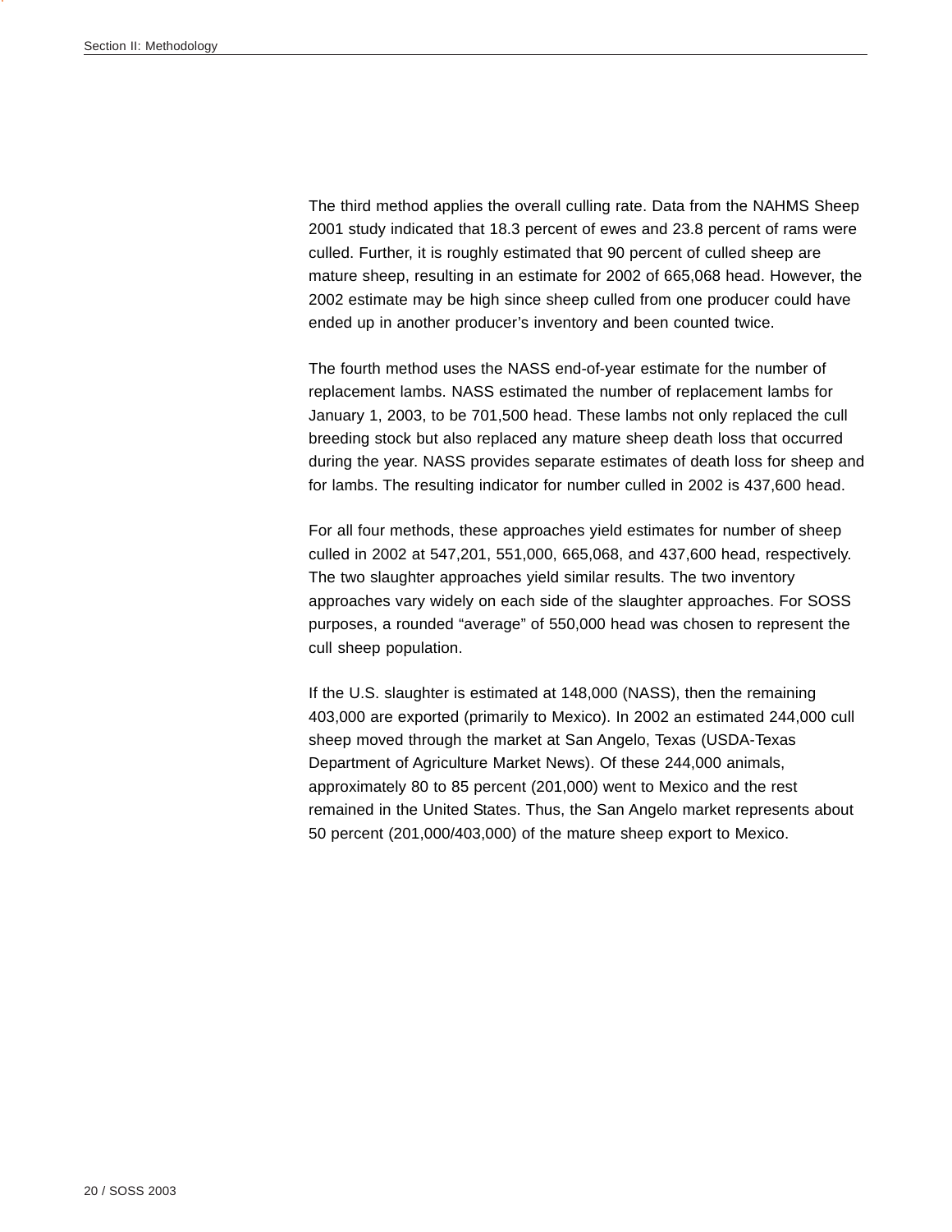The third method applies the overall culling rate. Data from the NAHMS Sheep 2001 study indicated that 18.3 percent of ewes and 23.8 percent of rams were culled. Further, it is roughly estimated that 90 percent of culled sheep are mature sheep, resulting in an estimate for 2002 of 665,068 head. However, the 2002 estimate may be high since sheep culled from one producer could have ended up in another producer's inventory and been counted twice.

The fourth method uses the NASS end-of-year estimate for the number of replacement lambs. NASS estimated the number of replacement lambs for January 1, 2003, to be 701,500 head. These lambs not only replaced the cull breeding stock but also replaced any mature sheep death loss that occurred during the year. NASS provides separate estimates of death loss for sheep and for lambs. The resulting indicator for number culled in 2002 is 437,600 head.

For all four methods, these approaches yield estimates for number of sheep culled in 2002 at 547,201, 551,000, 665,068, and 437,600 head, respectively. The two slaughter approaches yield similar results. The two inventory approaches vary widely on each side of the slaughter approaches. For SOSS purposes, a rounded "average" of 550,000 head was chosen to represent the cull sheep population.

If the U.S. slaughter is estimated at 148,000 (NASS), then the remaining 403,000 are exported (primarily to Mexico). In 2002 an estimated 244,000 cull sheep moved through the market at San Angelo, Texas (USDA-Texas Department of Agriculture Market News). Of these 244,000 animals, approximately 80 to 85 percent (201,000) went to Mexico and the rest remained in the United States. Thus, the San Angelo market represents about 50 percent (201,000/403,000) of the mature sheep export to Mexico.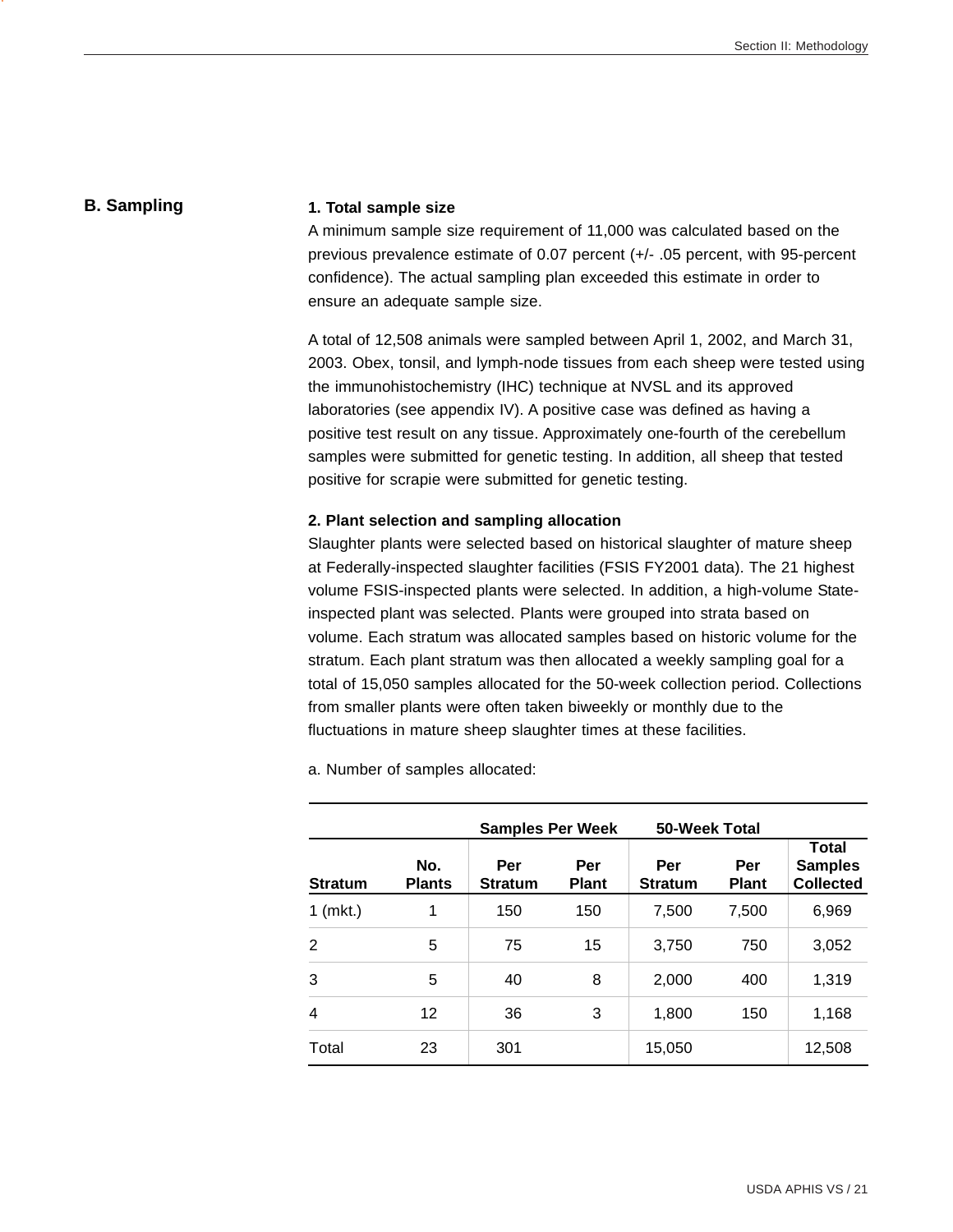## B. Sampling

### 1. Total sample size

A minimum sample size requirement of 11,000 was calculated based on the previous prevalence estimate of 0.07 percent (+/- .05 percent, with 95-percent confidence). The actual sampling plan exceeded this estimate in order to ensure an adequate sample size.

A total of 12,508 animals were sampled between April 1, 2002, and March 31, 2003. Obex, tonsil, and lymph-node tissues from each sheep were tested using the immunohistochemistry (IHC) technique at NVSL and its approved laboratories (see appendix IV). A positive case was defined as having a positive test result on any tissue. Approximately one-fourth of the cerebellum samples were submitted for genetic testing. In addition, all sheep that tested positive for scrapie were submitted for genetic testing.

### 2. Plant selection and sampling allocation

Slaughter plants were selected based on historical slaughter of mature sheep at Federally-inspected slaughter facilities (FSIS FY2001 data). The 21 highest volume FSIS-inspected plants were selected. In addition, a high-volume State-inspected plant was selected. Plants were grouped into strata based on volume. Each stratum was allocated samples based on historic volume for the stratum. Each plant stratum was then allocated a weekly sampling goal for a total of 15,050 samples allocated for the 50-week collection period. Collections from smaller plants were often taken biweekly or monthly due to the fluctuations in mature sheep slaughter times at these facilities.

a. Number of samples allocated:

| | | Samples Per Week | | 50-Week Total | | |
|---|---|---|---|---|---|---|
| Stratum | No. Plants | Per Stratum | Per Plant | Per Stratum | Per Plant | Total Samples Collected |
| 1 (mkt.) | 1 | 150 | 150 | 7,500 | 7,500 | 6,969 |
| 2 | 5 | 75 | 15 | 3,750 | 750 | 3,052 |
| 3 | 5 | 40 | 8 | 2,000 | 400 | 1,319 |
| 4 | 12 | 36 | 3 | 1,800 | 150 | 1,168 |
| Total | 23 | 301 | | 15,050 | | 12,508 |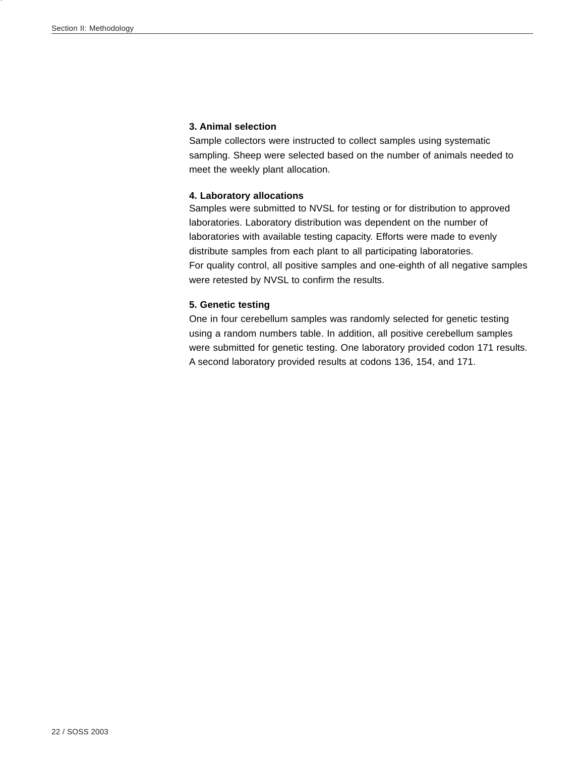### 3. Animal selection

Sample collectors were instructed to collect samples using systematic sampling. Sheep were selected based on the number of animals needed to meet the weekly plant allocation.

### 4. Laboratory allocations

Samples were submitted to NVSL for testing or for distribution to approved laboratories. Laboratory distribution was dependent on the number of laboratories with available testing capacity. Efforts were made to evenly distribute samples from each plant to all participating laboratories.
For quality control, all positive samples and one-eighth of all negative samples were retested by NVSL to confirm the results.

### 5. Genetic testing

One in four cerebellum samples was randomly selected for genetic testing using a random numbers table. In addition, all positive cerebellum samples were submitted for genetic testing. One laboratory provided codon 171 results. A second laboratory provided results at codons 136, 154, and 171.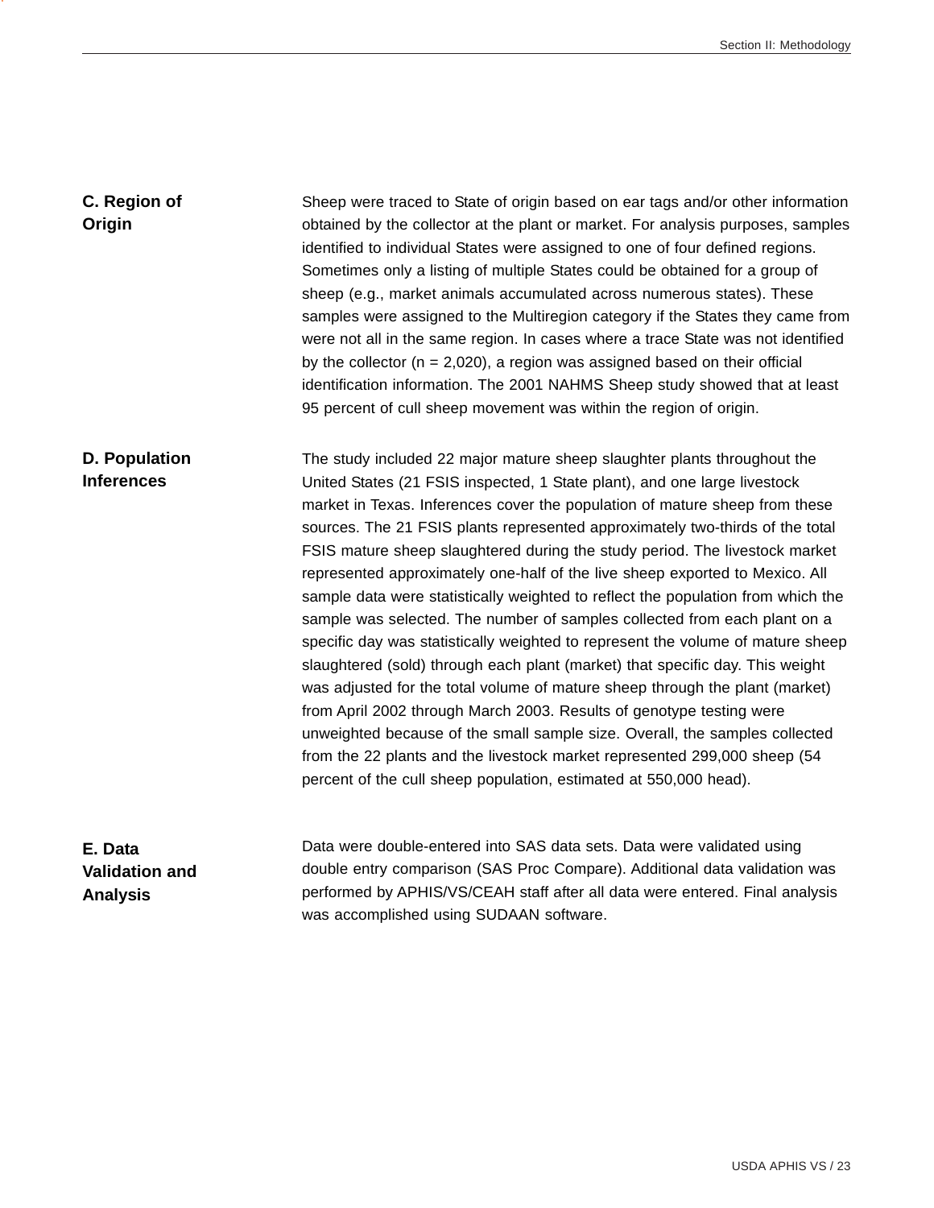## C. Region of Origin

Sheep were traced to State of origin based on ear tags and/or other information obtained by the collector at the plant or market. For analysis purposes, samples identified to individual States were assigned to one of four defined regions. Sometimes only a listing of multiple States could be obtained for a group of sheep (e.g., market animals accumulated across numerous states). These samples were assigned to the Multiregion category if the States they came from were not all in the same region. In cases where a trace State was not identified by the collector (n = 2,020), a region was assigned based on their official identification information. The 2001 NAHMS Sheep study showed that at least 95 percent of cull sheep movement was within the region of origin.

## D. Population Inferences

The study included 22 major mature sheep slaughter plants throughout the United States (21 FSIS inspected, 1 State plant), and one large livestock market in Texas. Inferences cover the population of mature sheep from these sources. The 21 FSIS plants represented approximately two-thirds of the total FSIS mature sheep slaughtered during the study period. The livestock market represented approximately one-half of the live sheep exported to Mexico. All sample data were statistically weighted to reflect the population from which the sample was selected. The number of samples collected from each plant on a specific day was statistically weighted to represent the volume of mature sheep slaughtered (sold) through each plant (market) that specific day. This weight was adjusted for the total volume of mature sheep through the plant (market) from April 2002 through March 2003. Results of genotype testing were unweighted because of the small sample size. Overall, the samples collected from the 22 plants and the livestock market represented 299,000 sheep (54 percent of the cull sheep population, estimated at 550,000 head).

## E. Data Validation and Analysis

Data were double-entered into SAS data sets. Data were validated using double entry comparison (SAS Proc Compare). Additional data validation was performed by APHIS/VS/CEAH staff after all data were entered. Final analysis was accomplished using SUDAAN software.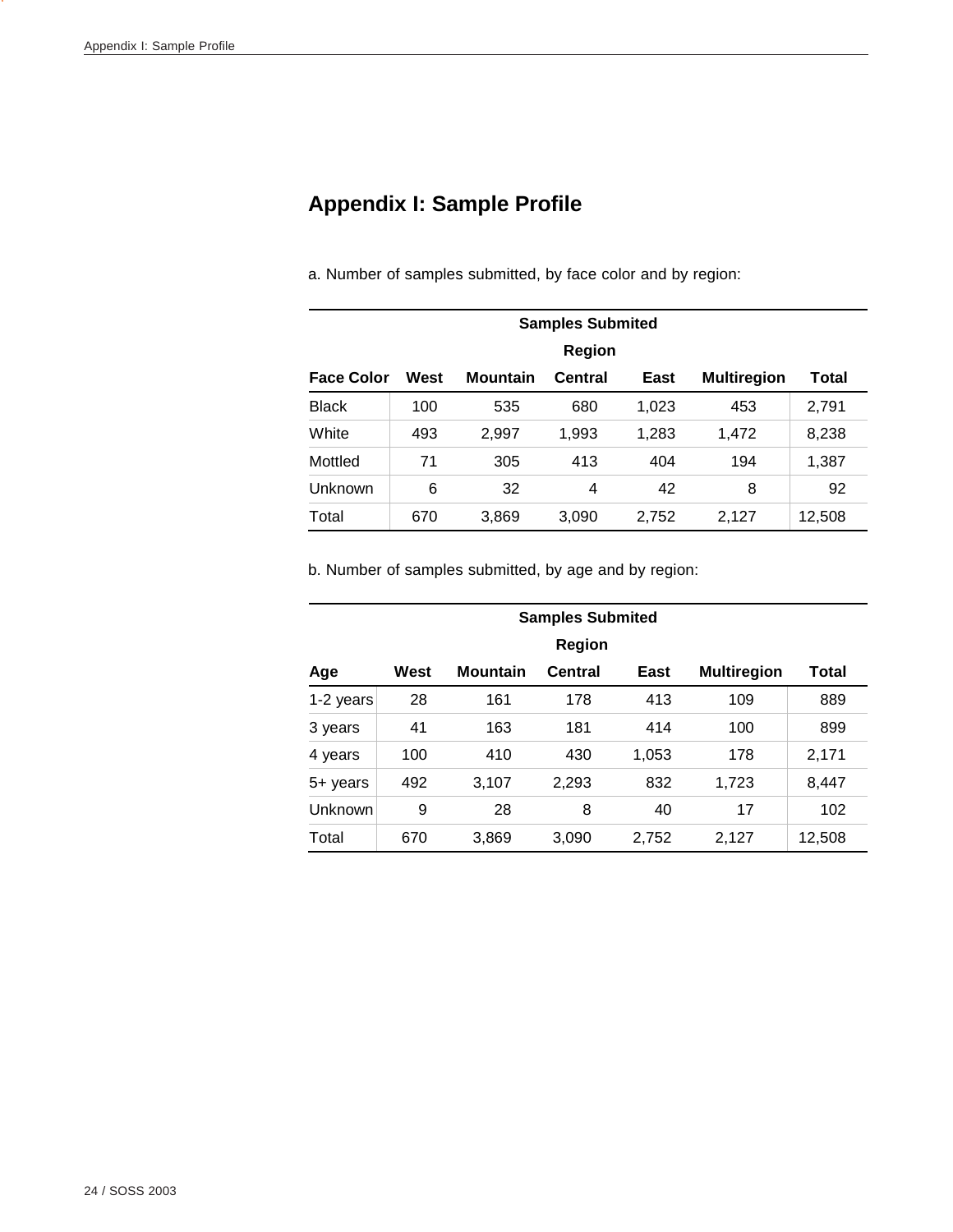# Appendix I: Sample Profile

a. Number of samples submitted, by face color and by region:

| Samples Submited | | | | | | |
|---|---|---|---|---|---|---|
| | Region | | | | | |
| Face Color | West | Mountain | Central | East | Multiregion | Total |
| Black | 100 | 535 | 680 | 1,023 | 453 | 2,791 |
| White | 493 | 2,997 | 1,993 | 1,283 | 1,472 | 8,238 |
| Mottled | 71 | 305 | 413 | 404 | 194 | 1,387 |
| Unknown | 6 | 32 | 4 | 42 | 8 | 92 |
| Total | 670 | 3,869 | 3,090 | 2,752 | 2,127 | 12,508 |

b. Number of samples submitted, by age and by region:

| Samples Submited | | | | | | |
|---|---|---|---|---|---|---|
| | Region | | | | | |
| Age | West | Mountain | Central | East | Multiregion | Total |
| 1-2 years | 28 | 161 | 178 | 413 | 109 | 889 |
| 3 years | 41 | 163 | 181 | 414 | 100 | 899 |
| 4 years | 100 | 410 | 430 | 1,053 | 178 | 2,171 |
| 5+ years | 492 | 3,107 | 2,293 | 832 | 1,723 | 8,447 |
| Unknown | 9 | 28 | 8 | 40 | 17 | 102 |
| Total | 670 | 3,869 | 3,090 | 2,752 | 2,127 | 12,508 |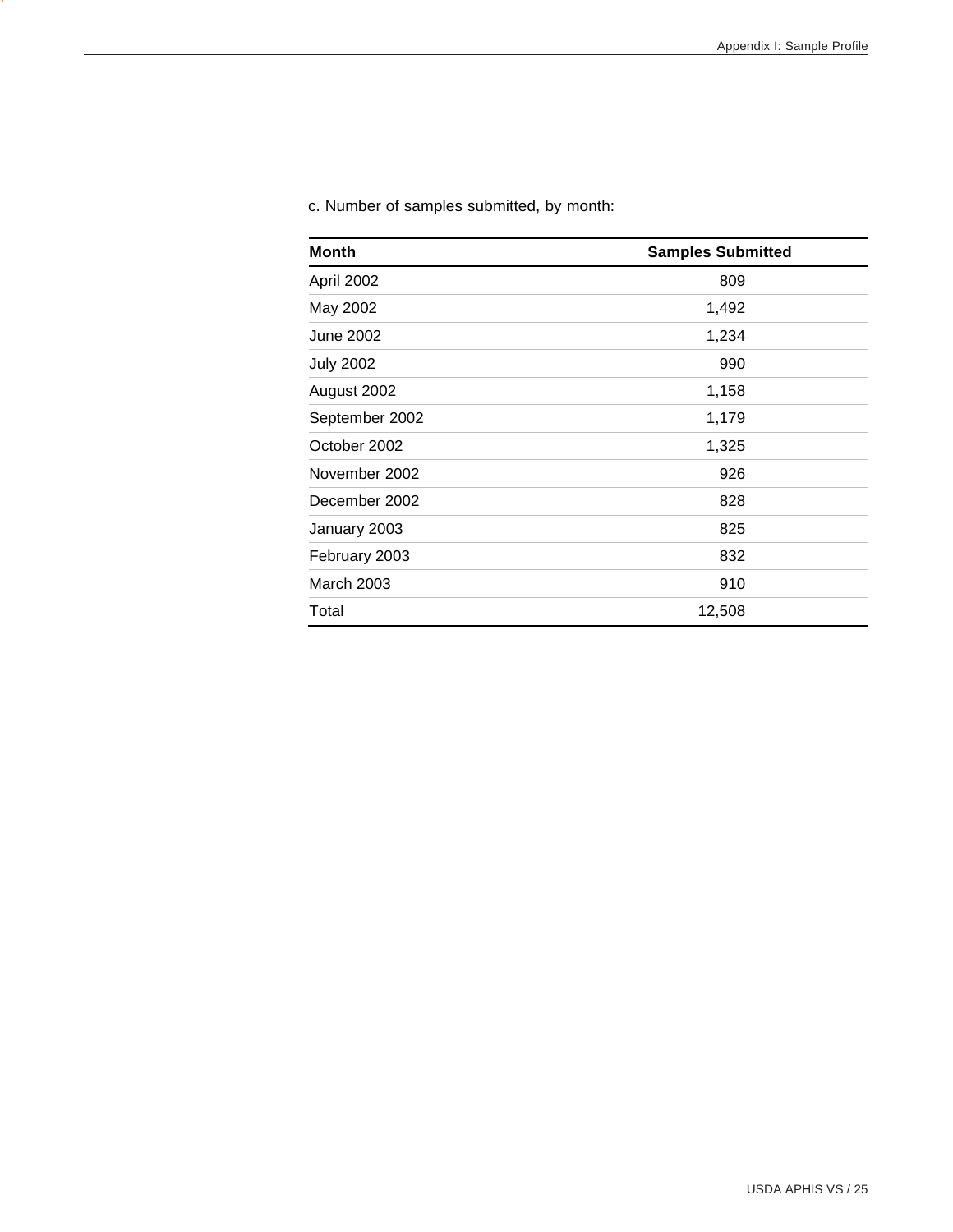c. Number of samples submitted, by month:

| Month | Samples Submitted |
|---|---|
| April 2002 | 809 |
| May 2002 | 1,492 |
| June 2002 | 1,234 |
| July 2002 | 990 |
| August 2002 | 1,158 |
| September 2002 | 1,179 |
| October 2002 | 1,325 |
| November 2002 | 926 |
| December 2002 | 828 |
| January 2003 | 825 |
| February 2003 | 832 |
| March 2003 | 910 |
| Total | 12,508 |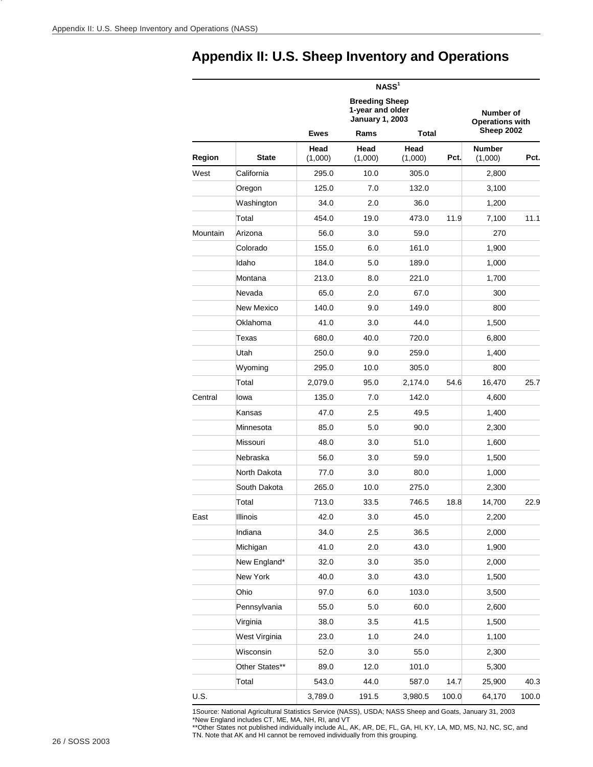# Appendix II: U.S. Sheep Inventory and Operations

| | | NASS[1] | | | | | |
|---|---|---|---|---|---|---|---|
| | | Breeding Sheep 1-year and older January 1, 2003 | | | | Number of Operations with Sheep 2002 | |
| | | Ewes | Rams | Total | | | |
| Region | State | Head (1,000) | Head (1,000) | Head (1,000) | Pct. | Number (1,000) | Pct. |
| West | California | 295.0 | 10.0 | 305.0 | | 2,800 | |
| | Oregon | 125.0 | 7.0 | 132.0 | | 3,100 | |
| | Washington | 34.0 | 2.0 | 36.0 | | 1,200 | |
| | Total | 454.0 | 19.0 | 473.0 | 11.9 | 7,100 | 11.1 |
| Mountain | Arizona | 56.0 | 3.0 | 59.0 | | 270 | |
| | Colorado | 155.0 | 6.0 | 161.0 | | 1,900 | |
| | Idaho | 184.0 | 5.0 | 189.0 | | 1,000 | |
| | Montana | 213.0 | 8.0 | 221.0 | | 1,700 | |
| | Nevada | 65.0 | 2.0 | 67.0 | | 300 | |
| | New Mexico | 140.0 | 9.0 | 149.0 | | 800 | |
| | Oklahoma | 41.0 | 3.0 | 44.0 | | 1,500 | |
| | Texas | 680.0 | 40.0 | 720.0 | | 6,800 | |
| | Utah | 250.0 | 9.0 | 259.0 | | 1,400 | |
| | Wyoming | 295.0 | 10.0 | 305.0 | | 800 | |
| | Total | 2,079.0 | 95.0 | 2,174.0 | 54.6 | 16,470 | 25.7 |
| Central | Iowa | 135.0 | 7.0 | 142.0 | | 4,600 | |
| | Kansas | 47.0 | 2.5 | 49.5 | | 1,400 | |
| | Minnesota | 85.0 | 5.0 | 90.0 | | 2,300 | |
| | Missouri | 48.0 | 3.0 | 51.0 | | 1,600 | |
| | Nebraska | 56.0 | 3.0 | 59.0 | | 1,500 | |
| | North Dakota | 77.0 | 3.0 | 80.0 | | 1,000 | |
| | South Dakota | 265.0 | 10.0 | 275.0 | | 2,300 | |
| | Total | 713.0 | 33.5 | 746.5 | 18.8 | 14,700 | 22.9 |
| East | Illinois | 42.0 | 3.0 | 45.0 | | 2,200 | |
| | Indiana | 34.0 | 2.5 | 36.5 | | 2,000 | |
| | Michigan | 41.0 | 2.0 | 43.0 | | 1,900 | |
| | New England* | 32.0 | 3.0 | 35.0 | | 2,000 | |
| | New York | 40.0 | 3.0 | 43.0 | | 1,500 | |
| | Ohio | 97.0 | 6.0 | 103.0 | | 3,500 | |
| | Pennsylvania | 55.0 | 5.0 | 60.0 | | 2,600 | |
| | Virginia | 38.0 | 3.5 | 41.5 | | 1,500 | |
| | West Virginia | 23.0 | 1.0 | 24.0 | | 1,100 | |
| | Wisconsin | 52.0 | 3.0 | 55.0 | | 2,300 | |
| | Other States** | 89.0 | 12.0 | 101.0 | | 5,300 | |
| | Total | 543.0 | 44.0 | 587.0 | 14.7 | 25,900 | 40.3 |
| U.S. | | 3,789.0 | 191.5 | 3,980.5 | 100.0 | 64,170 | 100.0 |

1Source: National Agricultural Statistics Service (NASS), USDA; NASS Sheep and Goats, January 31, 2003
*New England includes CT, ME, MA, NH, RI, and VT
**Other States not published individually include AL, AK, AR, DE, FL, GA, HI, KY, LA, MD, MS, NJ, NC, SC, and TN. Note that AK and HI cannot be removed individually from this grouping.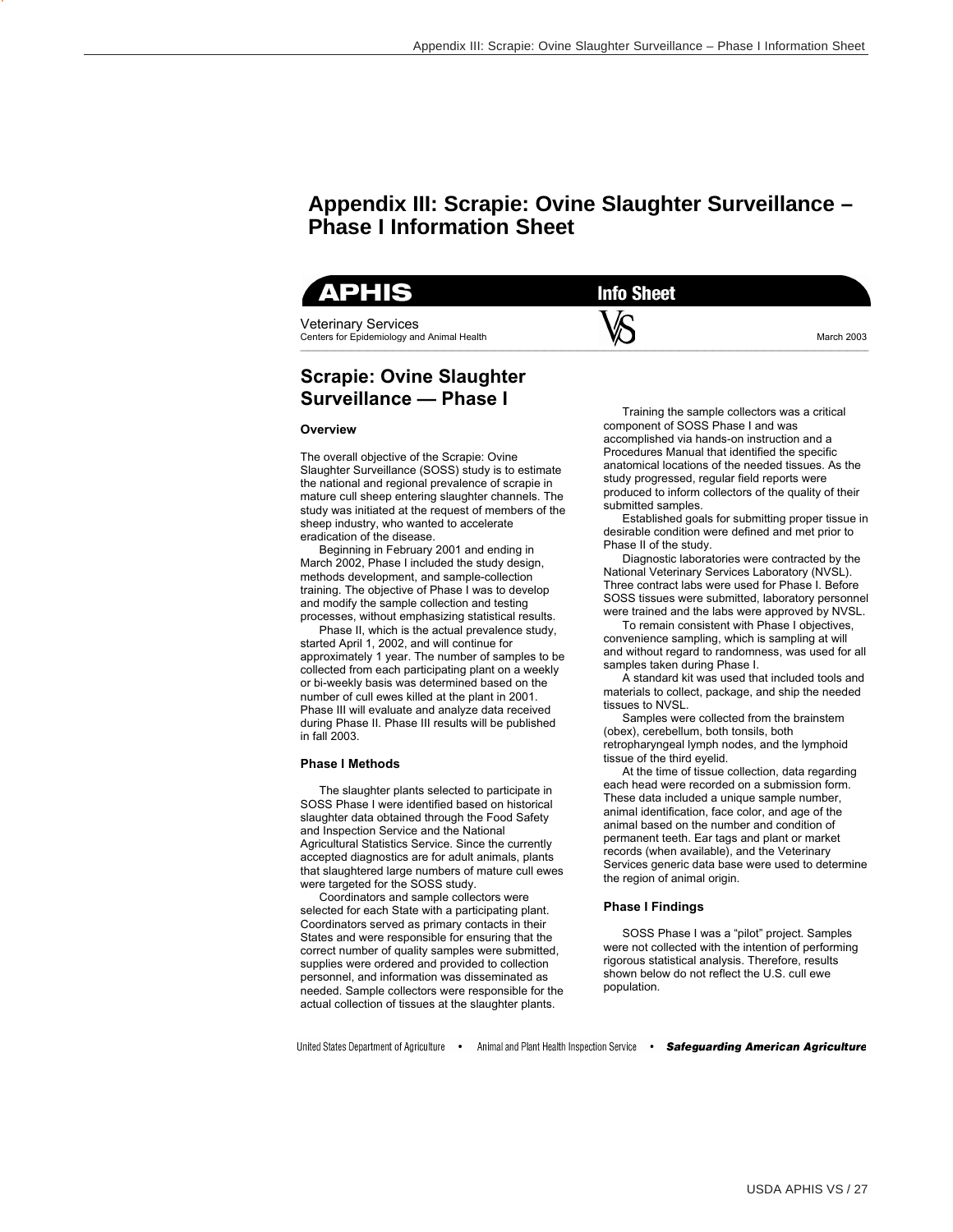# Appendix III: Scrapie: Ovine Slaughter Surveillance – Phase I Information Sheet

APHIS Info Sheet

Veterinary Services
Centers for Epidemiology and Animal Health

March 2003

## Scrapie: Ovine Slaughter Surveillance — Phase I

### Overview

The overall objective of the Scrapie: Ovine Slaughter Surveillance (SOSS) study is to estimate the national and regional prevalence of scrapie in mature cull sheep entering slaughter channels. The study was initiated at the request of members of the sheep industry, who wanted to accelerate eradication of the disease.

Beginning in February 2001 and ending in March 2002, Phase I included the study design, methods development, and sample-collection training. The objective of Phase I was to develop and modify the sample collection and testing processes, without emphasizing statistical results.

Phase II, which is the actual prevalence study, started April 1, 2002, and will continue for approximately 1 year. The number of samples to be collected from each participating plant on a weekly or bi-weekly basis was determined based on the number of cull ewes killed at the plant in 2001. Phase III will evaluate and analyze data received during Phase II. Phase III results will be published in fall 2003.

### Phase I Methods

The slaughter plants selected to participate in SOSS Phase I were identified based on historical slaughter data obtained through the Food Safety and Inspection Service and the National Agricultural Statistics Service. Since the currently accepted diagnostics are for adult animals, plants that slaughtered large numbers of mature cull ewes were targeted for the SOSS study.

Coordinators and sample collectors were selected for each State with a participating plant. Coordinators served as primary contacts in their States and were responsible for ensuring that the correct number of quality samples were submitted, supplies were ordered and provided to collection personnel, and information was disseminated as needed. Sample collectors were responsible for the actual collection of tissues at the slaughter plants.

Training the sample collectors was a critical component of SOSS Phase I and was accomplished via hands-on instruction and a Procedures Manual that identified the specific anatomical locations of the needed tissues. As the study progressed, regular field reports were produced to inform collectors of the quality of their submitted samples.

Established goals for submitting proper tissue in desirable condition were defined and met prior to Phase II of the study.

Diagnostic laboratories were contracted by the National Veterinary Services Laboratory (NVSL). Three contract labs were used for Phase I. Before SOSS tissues were submitted, laboratory personnel were trained and the labs were approved by NVSL.

To remain consistent with Phase I objectives, convenience sampling, which is sampling at will and without regard to randomness, was used for all samples taken during Phase I.

A standard kit was used that included tools and materials to collect, package, and ship the needed tissues to NVSL.

Samples were collected from the brainstem (obex), cerebellum, both tonsils, both retropharyngeal lymph nodes, and the lymphoid tissue of the third eyelid.

At the time of tissue collection, data regarding each head were recorded on a submission form. These data included a unique sample number, animal identification, face color, and age of the animal based on the number and condition of permanent teeth. Ear tags and plant or market records (when available), and the Veterinary Services generic data base were used to determine the region of animal origin.

### Phase I Findings

SOSS Phase I was a "pilot" project. Samples were not collected with the intention of performing rigorous statistical analysis. Therefore, results shown below do not reflect the U.S. cull ewe population.

United States Department of Agriculture • Animal and Plant Health Inspection Service • *Safeguarding American Agriculture*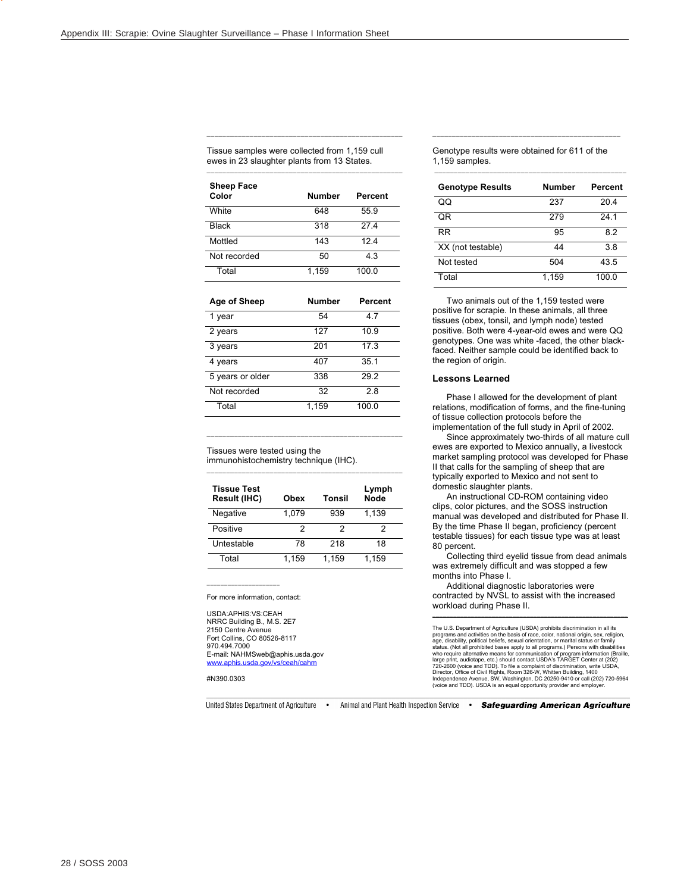Tissue samples were collected from 1,159 cull ewes in 23 slaughter plants from 13 States.

| Sheep Face Color | Number | Percent |
|---|---|---|
| White | 648 | 55.9 |
| Black | 318 | 27.4 |
| Mottled | 143 | 12.4 |
| Not recorded | 50 | 4.3 |
| Total | 1,159 | 100.0 |

| Age of Sheep | Number | Percent |
|---|---|---|
| 1 year | 54 | 4.7 |
| 2 years | 127 | 10.9 |
| 3 years | 201 | 17.3 |
| 4 years | 407 | 35.1 |
| 5 years or older | 338 | 29.2 |
| Not recorded | 32 | 2.8 |
| Total | 1,159 | 100.0 |

Tissues were tested using the immunohistochemistry technique (IHC).

| Tissue Test Result (IHC) | Obex | Tonsil | Lymph Node |
|---|---|---|---|
| Negative | 1,079 | 939 | 1,139 |
| Positive | 2 | 2 | 2 |
| Untestable | 78 | 218 | 18 |
| Total | 1,159 | 1,159 | 1,159 |

Genotype results were obtained for 611 of the 1,159 samples.

| Genotype Results | Number | Percent |
|---|---|---|
| QQ | 237 | 20.4 |
| QR | 279 | 24.1 |
| RR | 95 | 8.2 |
| XX (not testable) | 44 | 3.8 |
| Not tested | 504 | 43.5 |
| Total | 1,159 | 100.0 |

Two animals out of the 1,159 tested were positive for scrapie. In these animals, all three tissues (obex, tonsil, and lymph node) tested positive. Both were 4-year-old ewes and were QQ genotypes. One was white -faced, the other black-faced. Neither sample could be identified back to the region of origin.

### Lessons Learned

Phase I allowed for the development of plant relations, modification of forms, and the fine-tuning of tissue collection protocols before the implementation of the full study in April of 2002.

Since approximately two-thirds of all mature cull ewes are exported to Mexico annually, a livestock market sampling protocol was developed for Phase II that calls for the sampling of sheep that are typically exported to Mexico and not sent to domestic slaughter plants.

An instructional CD-ROM containing video clips, color pictures, and the SOSS instruction manual was developed and distributed for Phase II. By the time Phase II began, proficiency (percent testable tissues) for each tissue type was at least 80 percent.

Collecting third eyelid tissue from dead animals was extremely difficult and was stopped a few months into Phase I.

Additional diagnostic laboratories were contracted by NVSL to assist with the increased workload during Phase II.

For more information, contact:

USDA:APHIS:VS:CEAH
NRRC Building B., M.S. 2E7
2150 Centre Avenue
Fort Collins, CO 80526-8117
970.494.7000
E-mail: NAHMSweb@aphis.usda.gov
www.aphis.usda.gov/vs/ceah/cahm

#N390.0303

The U.S. Department of Agriculture (USDA) prohibits discrimination in all its programs and activities on the basis of race, color, national origin, sex, religion, age, disability, political beliefs, sexual orientation, or marital status or family status. (Not all prohibited bases apply to all programs.) Persons with disabilities who require alternative means for communication of program information (Braille, large print, audiotape, etc.) should contact USDA's TARGET Center at (202) 720-2600 (voice and TDD). To file a complaint of discrimination, write USDA, Director, Office of Civil Rights, Room 326-W, Whitten Building, 1400 Independence Avenue, SW, Washington, DC 20250-9410 or call (202) 720-5964 (voice and TDD). USDA is an equal opportunity provider and employer.

United States Department of Agriculture • Animal and Plant Health Inspection Service • ***Safeguarding American Agriculture***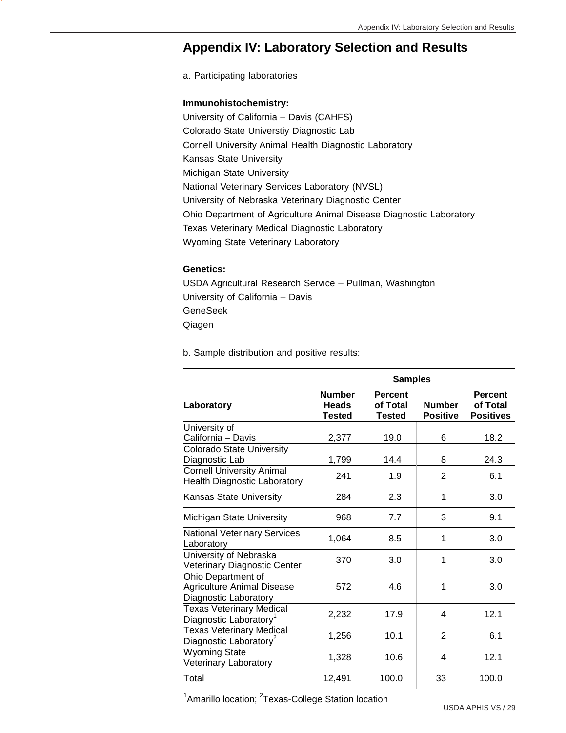# Appendix IV: Laboratory Selection and Results

a. Participating laboratories

**Immunohistochemistry:**

University of California – Davis (CAHFS)
Colorado State Universtiy Diagnostic Lab
Cornell University Animal Health Diagnostic Laboratory
Kansas State University
Michigan State University
National Veterinary Services Laboratory (NVSL)
University of Nebraska Veterinary Diagnostic Center
Ohio Department of Agriculture Animal Disease Diagnostic Laboratory
Texas Veterinary Medical Diagnostic Laboratory
Wyoming State Veterinary Laboratory

**Genetics:**

USDA Agricultural Research Service – Pullman, Washington
University of California – Davis
GeneSeek
Qiagen

b. Sample distribution and positive results:

| | Samples | | | |
|---|---|---|---|---|
| **Laboratory** | **Number Heads Tested** | **Percent of Total Tested** | **Number Positive** | **Percent of Total Positives** |
| University of California – Davis | 2,377 | 19.0 | 6 | 18.2 |
| Colorado State University Diagnostic Lab | 1,799 | 14.4 | 8 | 24.3 |
| Cornell University Animal Health Diagnostic Laboratory | 241 | 1.9 | 2 | 6.1 |
| Kansas State University | 284 | 2.3 | 1 | 3.0 |
| Michigan State University | 968 | 7.7 | 3 | 9.1 |
| National Veterinary Services Laboratory | 1,064 | 8.5 | 1 | 3.0 |
| University of Nebraska Veterinary Diagnostic Center | 370 | 3.0 | 1 | 3.0 |
| Ohio Department of Agriculture Animal Disease Diagnostic Laboratory | 572 | 4.6 | 1 | 3.0 |
| Texas Veterinary Medical Diagnostic Laboratory[1] | 2,232 | 17.9 | 4 | 12.1 |
| Texas Veterinary Medical Diagnostic Laboratory[2] | 1,256 | 10.1 | 2 | 6.1 |
| Wyoming State Veterinary Laboratory | 1,328 | 10.6 | 4 | 12.1 |
| Total | 12,491 | 100.0 | 33 | 100.0 |

[1]Amarillo location; [2]Texas-College Station location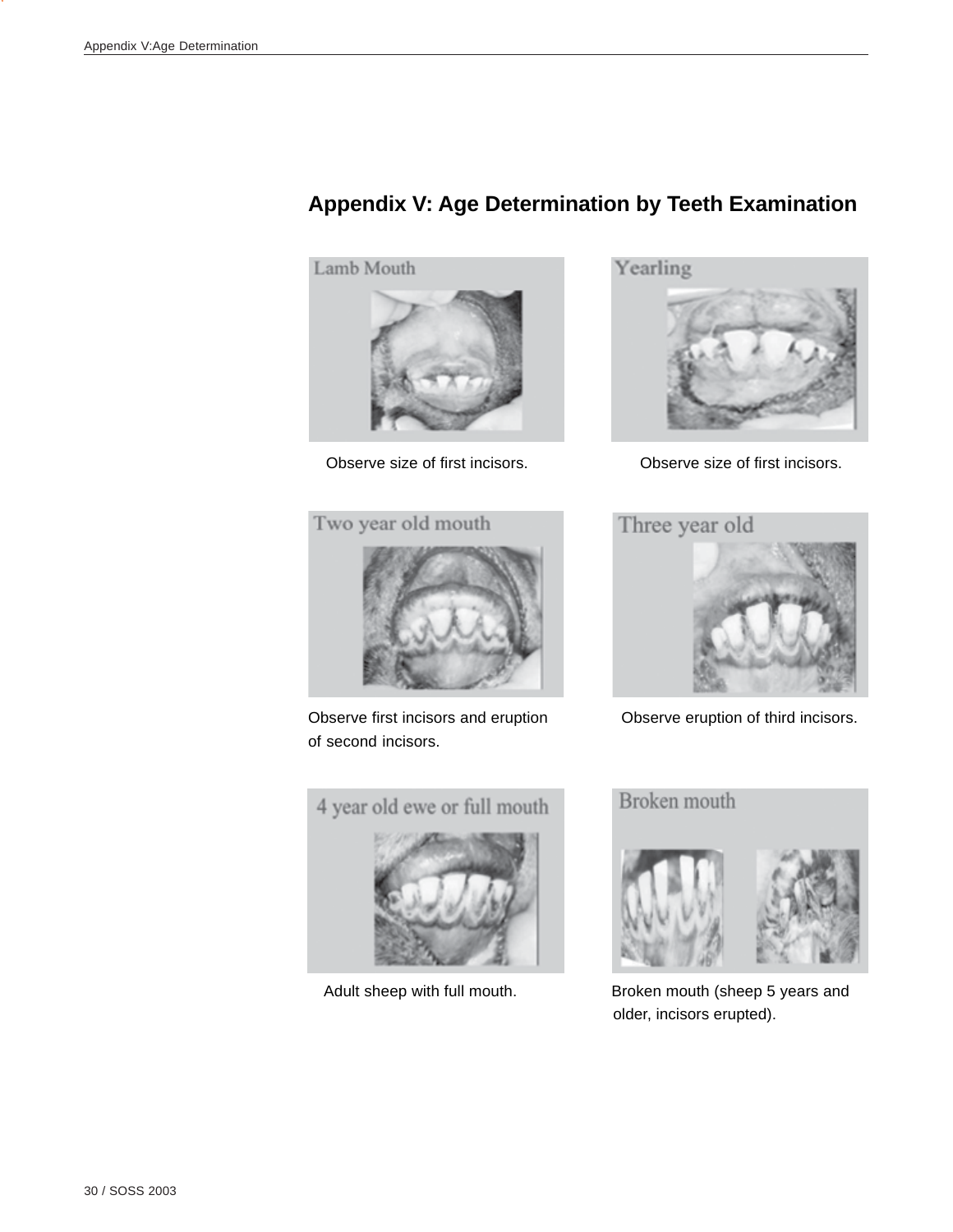# Appendix V: Age Determination by Teeth Examination

Lamb Mouth

Observe size of first incisors.

Yearling

Observe size of first incisors.

Two year old mouth

Observe first incisors and eruption of second incisors.

Three year old

Observe eruption of third incisors.

4 year old ewe or full mouth

Adult sheep with full mouth.

Broken mouth

Broken mouth (sheep 5 years and older, incisors erupted).